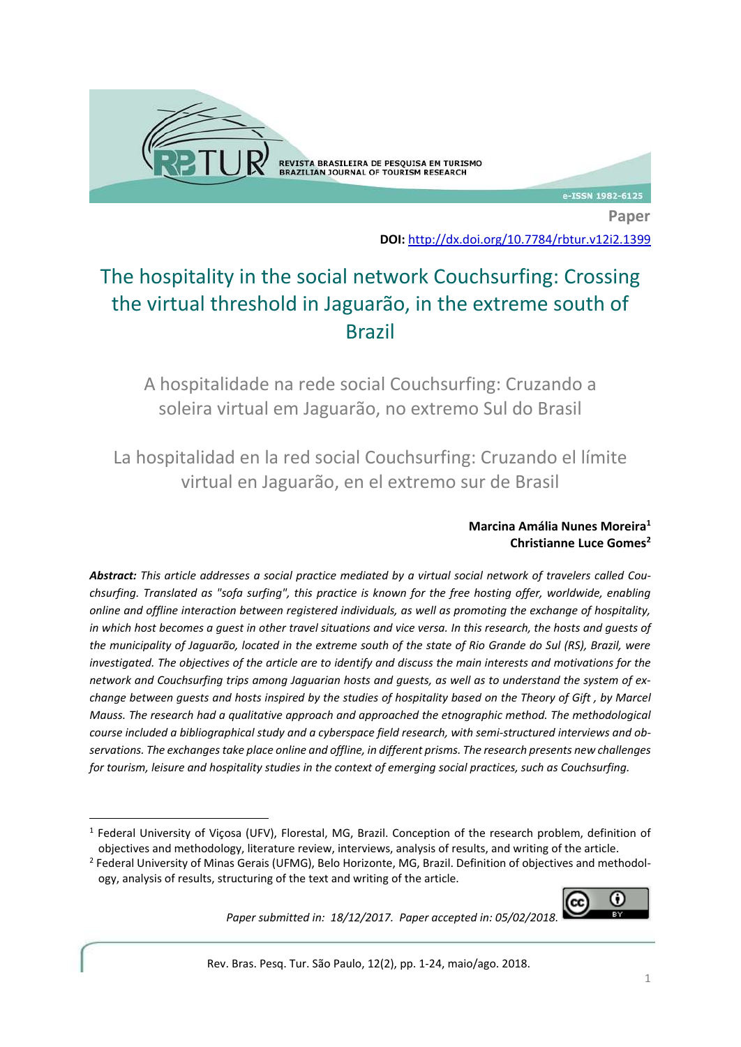Paper

**DOI:** http://dx.doi.org/10.7784/rbtur.v12i2.1399

# The hospitality in the social network Couchsurfing: Crossing the virtual threshold in Jaguarão, in the extreme south of Brazil

## A hospitalidade na rede social Couchsurfing: Cruzando a soleira virtual em Jaguarão, no extremo Sul do Brasil

## La hospitalidad en la red social Couchsurfing: Cruzando el límite virtual en Jaguarão, en el extremo sur de Brasil

**Marcina Amália Nunes Moreira**[1]
**Christianne Luce Gomes**[2]

***Abstract:*** *This article addresses a social practice mediated by a virtual social network of travelers called Couchsurfing. Translated as "sofa surfing", this practice is known for the free hosting offer, worldwide, enabling online and offline interaction between registered individuals, as well as promoting the exchange of hospitality, in which host becomes a guest in other travel situations and vice versa. In this research, the hosts and guests of the municipality of Jaguarão, located in the extreme south of the state of Rio Grande do Sul (RS), Brazil, were investigated. The objectives of the article are to identify and discuss the main interests and motivations for the network and Couchsurfing trips among Jaguarian hosts and guests, as well as to understand the system of exchange between guests and hosts inspired by the studies of hospitality based on the Theory of Gift , by Marcel Mauss. The research had a qualitative approach and approached the etnographic method. The methodological course included a bibliographical study and a cyberspace field research, with semi-structured interviews and observations. The exchanges take place online and offline, in different prisms. The research presents new challenges for tourism, leisure and hospitality studies in the context of emerging social practices, such as Couchsurfing.*

[1] Federal University of Viçosa (UFV), Florestal, MG, Brazil. Conception of the research problem, definition of objectives and methodology, literature review, interviews, analysis of results, and writing of the article.

[2] Federal University of Minas Gerais (UFMG), Belo Horizonte, MG, Brazil. Definition of objectives and methodology, analysis of results, structuring of the text and writing of the article.

*Paper submitted in: 18/12/2017. Paper accepted in: 05/02/2018.*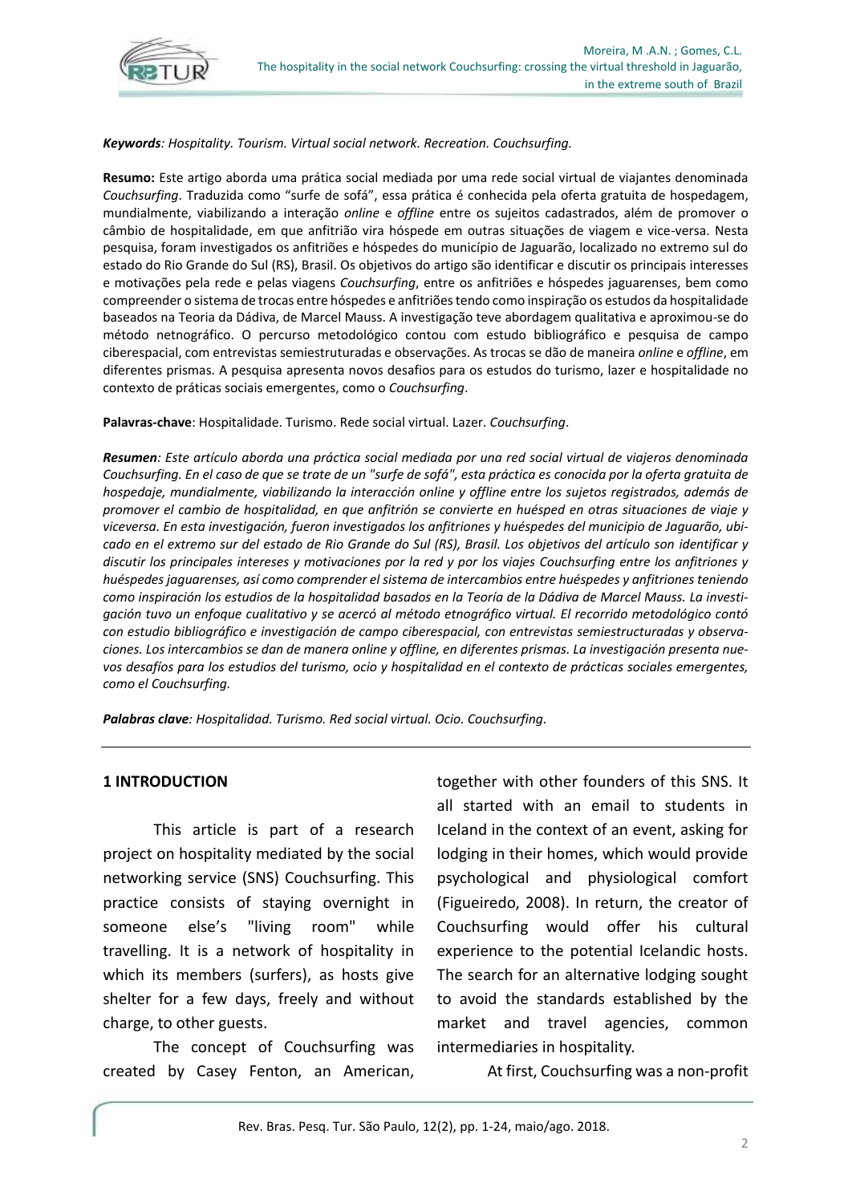***Keywords**: Hospitality. Tourism. Virtual social network. Recreation. Couchsurfing.*

**Resumo:** Este artigo aborda uma prática social mediada por uma rede social virtual de viajantes denominada *Couchsurfing*. Traduzida como "surfe de sofá", essa prática é conhecida pela oferta gratuita de hospedagem, mundialmente, viabilizando a interação *online* e *offline* entre os sujeitos cadastrados, além de promover o câmbio de hospitalidade, em que anfitrião vira hóspede em outras situações de viagem e vice-versa. Nesta pesquisa, foram investigados os anfitriões e hóspedes do município de Jaguarão, localizado no extremo sul do estado do Rio Grande do Sul (RS), Brasil. Os objetivos do artigo são identificar e discutir os principais interesses e motivações pela rede e pelas viagens *Couchsurfing*, entre os anfitriões e hóspedes jaguarenses, bem como compreender o sistema de trocas entre hóspedes e anfitriões tendo como inspiração os estudos da hospitalidade baseados na Teoria da Dádiva, de Marcel Mauss. A investigação teve abordagem qualitativa e aproximou-se do método netnográfico. O percurso metodológico contou com estudo bibliográfico e pesquisa de campo ciberespacial, com entrevistas semiestruturadas e observações. As trocas se dão de maneira *online* e *offline*, em diferentes prismas. A pesquisa apresenta novos desafios para os estudos do turismo, lazer e hospitalidade no contexto de práticas sociais emergentes, como o *Couchsurfing*.

**Palavras-chave**: Hospitalidade. Turismo. Rede social virtual. Lazer. *Couchsurfing*.

***Resumen**: Este artículo aborda una práctica social mediada por una red social virtual de viajeros denominada Couchsurfing. En el caso de que se trate de un "surfe de sofá", esta práctica es conocida por la oferta gratuita de hospedaje, mundialmente, viabilizando la interacción online y offline entre los sujetos registrados, además de promover el cambio de hospitalidad, en que anfitrión se convierte en huésped en otras situaciones de viaje y viceversa. En esta investigación, fueron investigados los anfitriones y huéspedes del municipio de Jaguarão, ubicado en el extremo sur del estado de Rio Grande do Sul (RS), Brasil. Los objetivos del artículo son identificar y discutir los principales intereses y motivaciones por la red y por los viajes Couchsurfing entre los anfitriones y huéspedes jaguarenses, así como comprender el sistema de intercambios entre huéspedes y anfitriones teniendo como inspiración los estudios de la hospitalidad basados en la Teoría de la Dádiva de Marcel Mauss. La investigación tuvo un enfoque cualitativo y se acercó al método etnográfico virtual. El recorrido metodológico contó con estudio bibliográfico e investigación de campo ciberespacial, con entrevistas semiestructuradas y observaciones. Los intercambios se dan de manera online y offline, en diferentes prismas. La investigación presenta nuevos desafíos para los estudios del turismo, ocio y hospitalidad en el contexto de prácticas sociales emergentes, como el Couchsurfing.*

***Palabras clave**: Hospitalidad. Turismo. Red social virtual. Ocio. Couchsurfing.*

---

## 1 INTRODUCTION

This article is part of a research project on hospitality mediated by the social networking service (SNS) Couchsurfing. This practice consists of staying overnight in someone else's "living room" while travelling. It is a network of hospitality in which its members (surfers), as hosts give shelter for a few days, freely and without charge, to other guests.

The concept of Couchsurfing was created by Casey Fenton, an American, together with other founders of this SNS. It all started with an email to students in Iceland in the context of an event, asking for lodging in their homes, which would provide psychological and physiological comfort (Figueiredo, 2008). In return, the creator of Couchsurfing would offer his cultural experience to the potential Icelandic hosts. The search for an alternative lodging sought to avoid the standards established by the market and travel agencies, common intermediaries in hospitality.

At first, Couchsurfing was a non-profit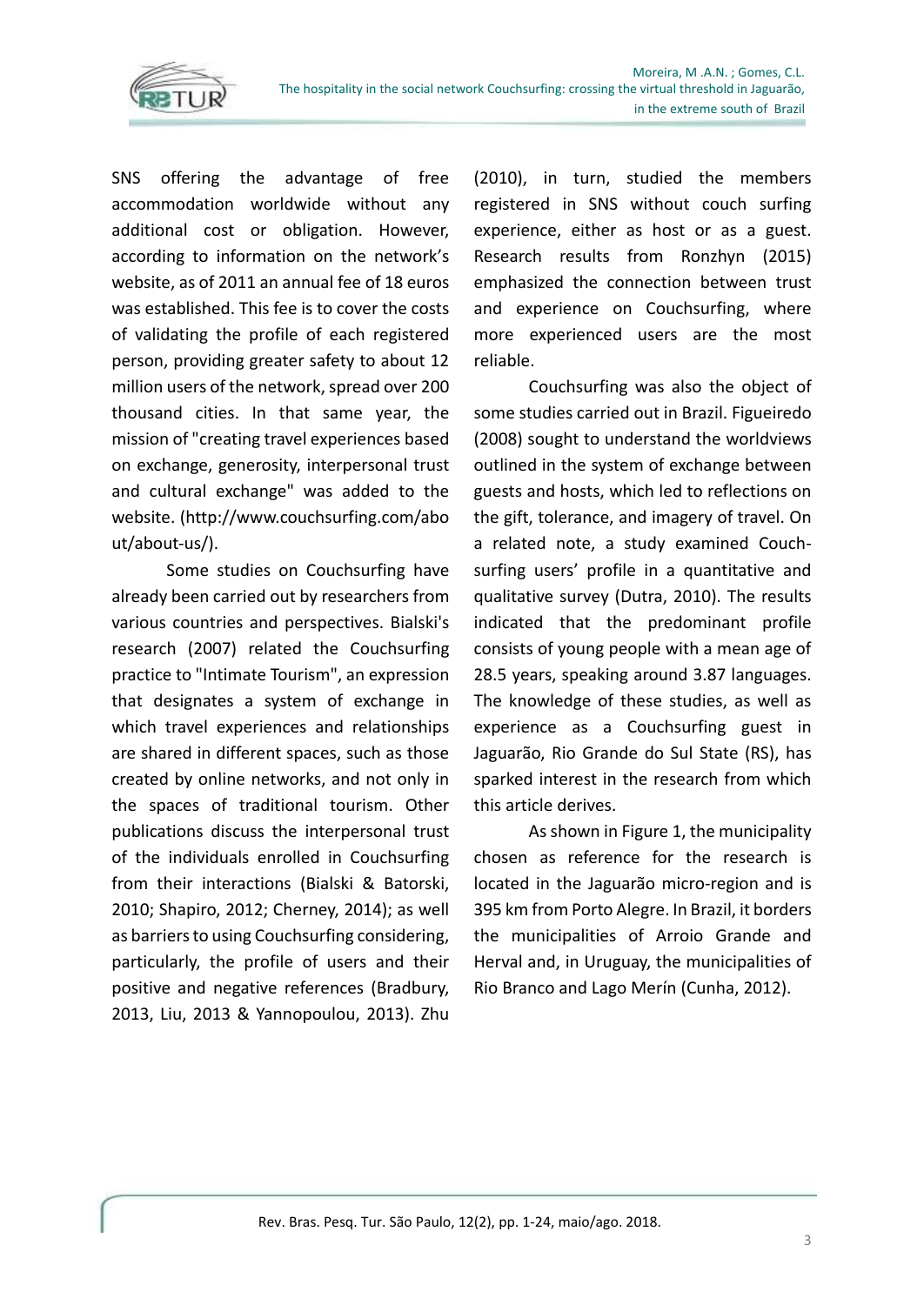SNS offering the advantage of free accommodation worldwide without any additional cost or obligation. However, according to information on the network's website, as of 2011 an annual fee of 18 euros was established. This fee is to cover the costs of validating the profile of each registered person, providing greater safety to about 12 million users of the network, spread over 200 thousand cities. In that same year, the mission of "creating travel experiences based on exchange, generosity, interpersonal trust and cultural exchange" was added to the website. (http://www.couchsurfing.com/about/about-us/).

Some studies on Couchsurfing have already been carried out by researchers from various countries and perspectives. Bialski's research (2007) related the Couchsurfing practice to "Intimate Tourism", an expression that designates a system of exchange in which travel experiences and relationships are shared in different spaces, such as those created by online networks, and not only in the spaces of traditional tourism. Other publications discuss the interpersonal trust of the individuals enrolled in Couchsurfing from their interactions (Bialski & Batorski, 2010; Shapiro, 2012; Cherney, 2014); as well as barriers to using Couchsurfing considering, particularly, the profile of users and their positive and negative references (Bradbury, 2013, Liu, 2013 & Yannopoulou, 2013). Zhu (2010), in turn, studied the members registered in SNS without couch surfing experience, either as host or as a guest. Research results from Ronzhyn (2015) emphasized the connection between trust and experience on Couchsurfing, where more experienced users are the most reliable.

Couchsurfing was also the object of some studies carried out in Brazil. Figueiredo (2008) sought to understand the worldviews outlined in the system of exchange between guests and hosts, which led to reflections on the gift, tolerance, and imagery of travel. On a related note, a study examined Couch-surfing users' profile in a quantitative and qualitative survey (Dutra, 2010). The results indicated that the predominant profile consists of young people with a mean age of 28.5 years, speaking around 3.87 languages. The knowledge of these studies, as well as experience as a Couchsurfing guest in Jaguarão, Rio Grande do Sul State (RS), has sparked interest in the research from which this article derives.

As shown in Figure 1, the municipality chosen as reference for the research is located in the Jaguarão micro-region and is 395 km from Porto Alegre. In Brazil, it borders the municipalities of Arroio Grande and Herval and, in Uruguay, the municipalities of Rio Branco and Lago Merín (Cunha, 2012).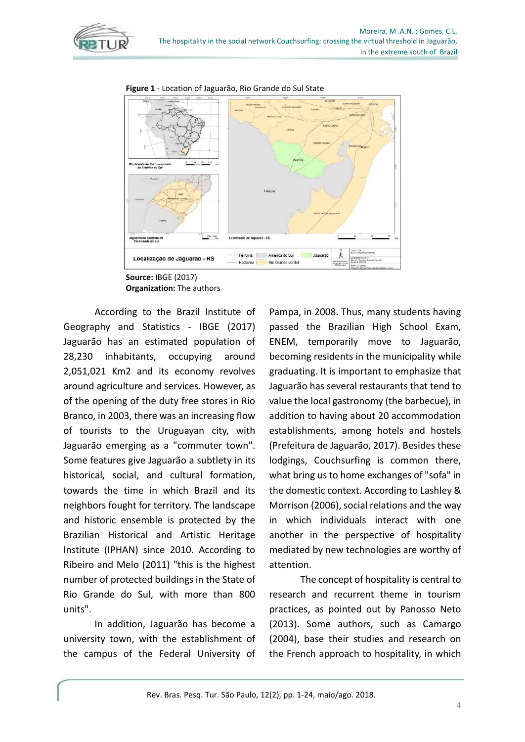**Figure 1** - Location of Jaguarão, Rio Grande do Sul State

**Source:** IBGE (2017)
**Organization:** The authors

According to the Brazil Institute of Geography and Statistics - IBGE (2017) Jaguarão has an estimated population of 28,230 inhabitants, occupying around 2,051,021 Km2 and its economy revolves around agriculture and services. However, as of the opening of the duty free stores in Rio Branco, in 2003, there was an increasing flow of tourists to the Uruguayan city, with Jaguarão emerging as a "commuter town". Some features give Jaguarão a subtlety in its historical, social, and cultural formation, towards the time in which Brazil and its neighbors fought for territory. The landscape and historic ensemble is protected by the Brazilian Historical and Artistic Heritage Institute (IPHAN) since 2010. According to Ribeiro and Melo (2011) "this is the highest number of protected buildings in the State of Rio Grande do Sul, with more than 800 units".

In addition, Jaguarão has become a university town, with the establishment of the campus of the Federal University of Pampa, in 2008. Thus, many students having passed the Brazilian High School Exam, ENEM, temporarily move to Jaguarão, becoming residents in the municipality while graduating. It is important to emphasize that Jaguarão has several restaurants that tend to value the local gastronomy (the barbecue), in addition to having about 20 accommodation establishments, among hotels and hostels (Prefeitura de Jaguarão, 2017). Besides these lodgings, Couchsurfing is common there, what bring us to home exchanges of "sofa" in the domestic context. According to Lashley & Morrison (2006), social relations and the way in which individuals interact with one another in the perspective of hospitality mediated by new technologies are worthy of attention.

The concept of hospitality is central to research and recurrent theme in tourism practices, as pointed out by Panosso Neto (2013). Some authors, such as Camargo (2004), base their studies and research on the French approach to hospitality, in which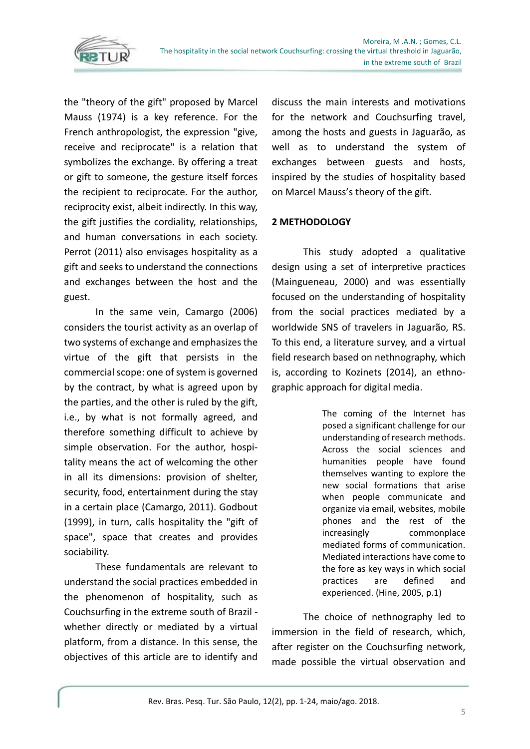the "theory of the gift" proposed by Marcel Mauss (1974) is a key reference. For the French anthropologist, the expression "give, receive and reciprocate" is a relation that symbolizes the exchange. By offering a treat or gift to someone, the gesture itself forces the recipient to reciprocate. For the author, reciprocity exist, albeit indirectly. In this way, the gift justifies the cordiality, relationships, and human conversations in each society. Perrot (2011) also envisages hospitality as a gift and seeks to understand the connections and exchanges between the host and the guest.

In the same vein, Camargo (2006) considers the tourist activity as an overlap of two systems of exchange and emphasizes the virtue of the gift that persists in the commercial scope: one of system is governed by the contract, by what is agreed upon by the parties, and the other is ruled by the gift, i.e., by what is not formally agreed, and therefore something difficult to achieve by simple observation. For the author, hospitality means the act of welcoming the other in all its dimensions: provision of shelter, security, food, entertainment during the stay in a certain place (Camargo, 2011). Godbout (1999), in turn, calls hospitality the "gift of space", space that creates and provides sociability.

These fundamentals are relevant to understand the social practices embedded in the phenomenon of hospitality, such as Couchsurfing in the extreme south of Brazil - whether directly or mediated by a virtual platform, from a distance. In this sense, the objectives of this article are to identify and discuss the main interests and motivations for the network and Couchsurfing travel, among the hosts and guests in Jaguarão, as well as to understand the system of exchanges between guests and hosts, inspired by the studies of hospitality based on Marcel Mauss's theory of the gift.

## 2 METHODOLOGY

This study adopted a qualitative design using a set of interpretive practices (Maingueneau, 2000) and was essentially focused on the understanding of hospitality from the social practices mediated by a worldwide SNS of travelers in Jaguarão, RS. To this end, a literature survey, and a virtual field research based on nethnography, which is, according to Kozinets (2014), an ethnographic approach for digital media.

> The coming of the Internet has posed a significant challenge for our understanding of research methods. Across the social sciences and humanities people have found themselves wanting to explore the new social formations that arise when people communicate and organize via email, websites, mobile phones and the rest of the increasingly commonplace mediated forms of communication. Mediated interactions have come to the fore as key ways in which social practices are defined and experienced. (Hine, 2005, p.1)

The choice of nethnography led to immersion in the field of research, which, after register on the Couchsurfing network, made possible the virtual observation and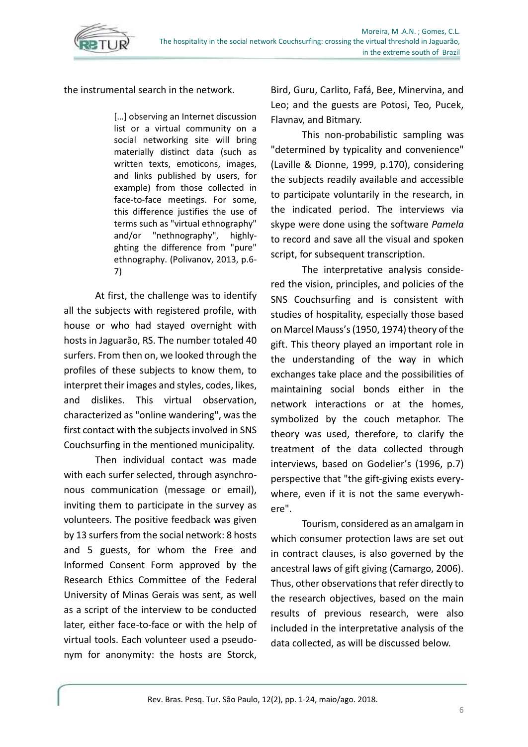the instrumental search in the network.

> […] observing an Internet discussion list or a virtual community on a social networking site will bring materially distinct data (such as written texts, emoticons, images, and links published by users, for example) from those collected in face-to-face meetings. For some, this difference justifies the use of terms such as "virtual ethnography" and/or "nethnography", highlyghting the difference from "pure" ethnography. (Polivanov, 2013, p.6-7)

At first, the challenge was to identify all the subjects with registered profile, with house or who had stayed overnight with hosts in Jaguarão, RS. The number totaled 40 surfers. From then on, we looked through the profiles of these subjects to know them, to interpret their images and styles, codes, likes, and dislikes. This virtual observation, characterized as "online wandering", was the first contact with the subjects involved in SNS Couchsurfing in the mentioned municipality.

Then individual contact was made with each surfer selected, through asynchronous communication (message or email), inviting them to participate in the survey as volunteers. The positive feedback was given by 13 surfers from the social network: 8 hosts and 5 guests, for whom the Free and Informed Consent Form approved by the Research Ethics Committee of the Federal University of Minas Gerais was sent, as well as a script of the interview to be conducted later, either face-to-face or with the help of virtual tools. Each volunteer used a pseudonym for anonymity: the hosts are Storck, Bird, Guru, Carlito, Fafá, Bee, Minervina, and Leo; and the guests are Potosi, Teo, Pucek, Flavnav, and Bitmary.

This non-probabilistic sampling was "determined by typicality and convenience" (Laville & Dionne, 1999, p.170), considering the subjects readily available and accessible to participate voluntarily in the research, in the indicated period. The interviews via skype were done using the software *Pamela* to record and save all the visual and spoken script, for subsequent transcription.

The interpretative analysis considered the vision, principles, and policies of the SNS Couchsurfing and is consistent with studies of hospitality, especially those based on Marcel Mauss's (1950, 1974) theory of the gift. This theory played an important role in the understanding of the way in which exchanges take place and the possibilities of maintaining social bonds either in the network interactions or at the homes, symbolized by the couch metaphor. The theory was used, therefore, to clarify the treatment of the data collected through interviews, based on Godelier's (1996, p.7) perspective that "the gift-giving exists everywhere, even if it is not the same everywhere".

Tourism, considered as an amalgam in which consumer protection laws are set out in contract clauses, is also governed by the ancestral laws of gift giving (Camargo, 2006). Thus, other observations that refer directly to the research objectives, based on the main results of previous research, were also included in the interpretative analysis of the data collected, as will be discussed below.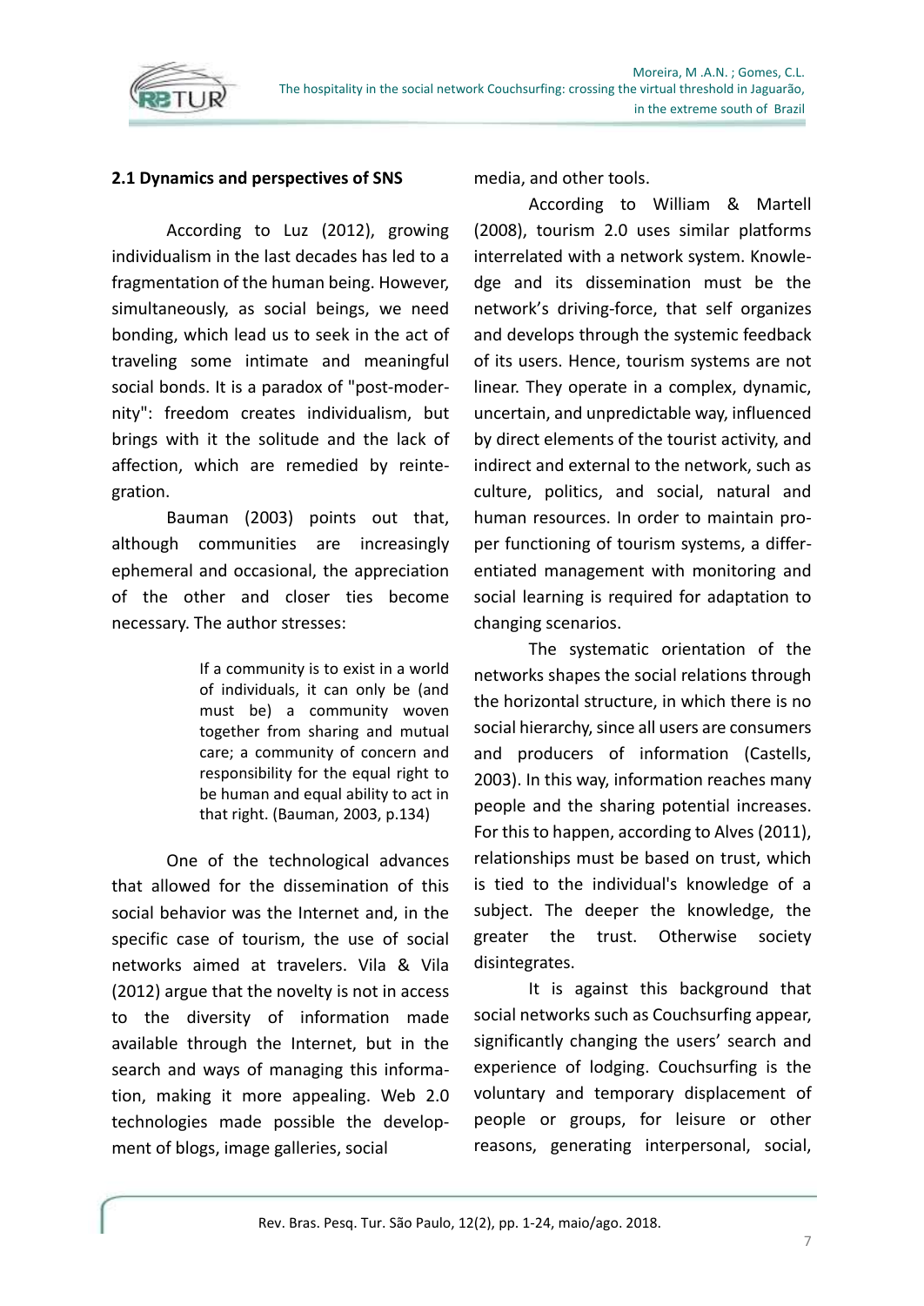### 2.1 Dynamics and perspectives of SNS

According to Luz (2012), growing individualism in the last decades has led to a fragmentation of the human being. However, simultaneously, as social beings, we need bonding, which lead us to seek in the act of traveling some intimate and meaningful social bonds. It is a paradox of "post-modernity": freedom creates individualism, but brings with it the solitude and the lack of affection, which are remedied by reintegration.

Bauman (2003) points out that, although communities are increasingly ephemeral and occasional, the appreciation of the other and closer ties become necessary. The author stresses:

> If a community is to exist in a world of individuals, it can only be (and must be) a community woven together from sharing and mutual care; a community of concern and responsibility for the equal right to be human and equal ability to act in that right. (Bauman, 2003, p.134)

One of the technological advances that allowed for the dissemination of this social behavior was the Internet and, in the specific case of tourism, the use of social networks aimed at travelers. Vila & Vila (2012) argue that the novelty is not in access to the diversity of information made available through the Internet, but in the search and ways of managing this information, making it more appealing. Web 2.0 technologies made possible the development of blogs, image galleries, social media, and other tools.

According to William & Martell (2008), tourism 2.0 uses similar platforms interrelated with a network system. Knowledge and its dissemination must be the network's driving-force, that self organizes and develops through the systemic feedback of its users. Hence, tourism systems are not linear. They operate in a complex, dynamic, uncertain, and unpredictable way, influenced by direct elements of the tourist activity, and indirect and external to the network, such as culture, politics, and social, natural and human resources. In order to maintain proper functioning of tourism systems, a differentiated management with monitoring and social learning is required for adaptation to changing scenarios.

The systematic orientation of the networks shapes the social relations through the horizontal structure, in which there is no social hierarchy, since all users are consumers and producers of information (Castells, 2003). In this way, information reaches many people and the sharing potential increases. For this to happen, according to Alves (2011), relationships must be based on trust, which is tied to the individual's knowledge of a subject. The deeper the knowledge, the greater the trust. Otherwise society disintegrates.

It is against this background that social networks such as Couchsurfing appear, significantly changing the users' search and experience of lodging. Couchsurfing is the voluntary and temporary displacement of people or groups, for leisure or other reasons, generating interpersonal, social,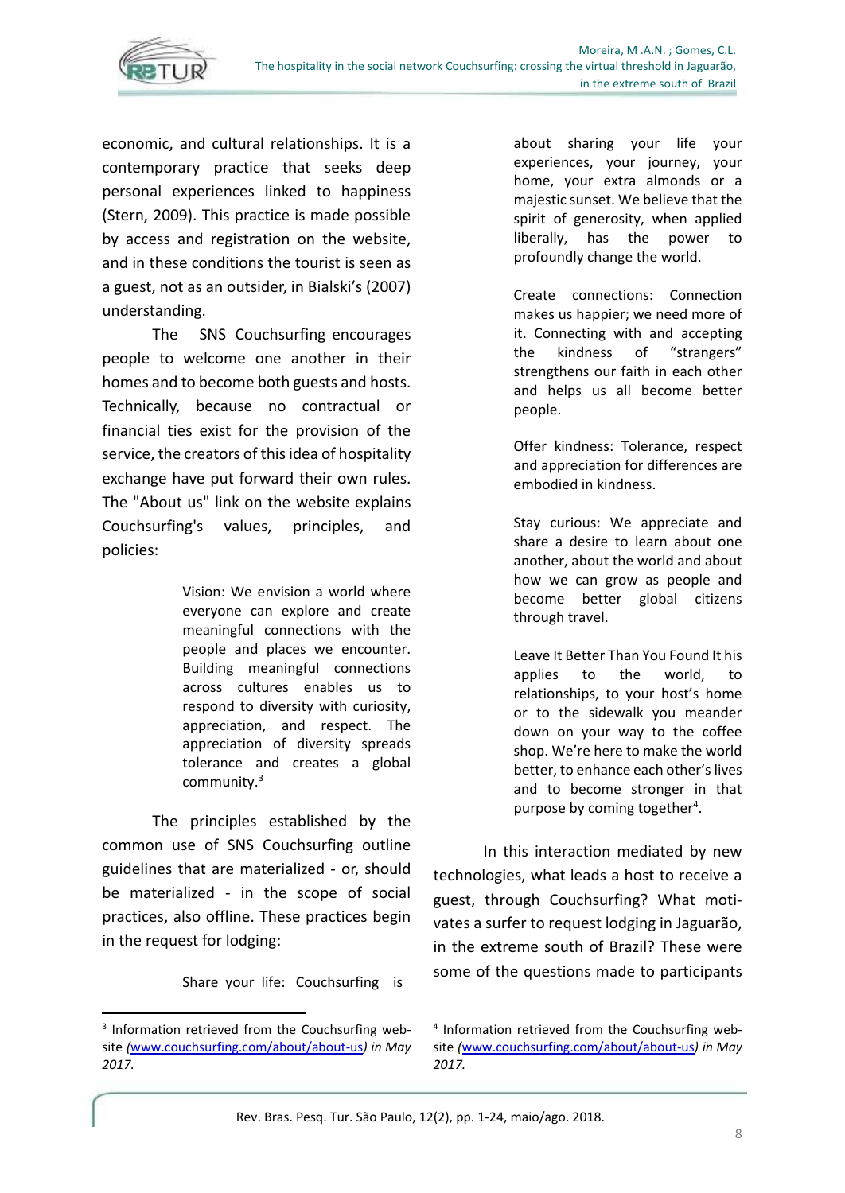economic, and cultural relationships. It is a contemporary practice that seeks deep personal experiences linked to happiness (Stern, 2009). This practice is made possible by access and registration on the website, and in these conditions the tourist is seen as a guest, not as an outsider, in Bialski's (2007) understanding.

The SNS Couchsurfing encourages people to welcome one another in their homes and to become both guests and hosts. Technically, because no contractual or financial ties exist for the provision of the service, the creators of this idea of hospitality exchange have put forward their own rules. The "About us" link on the website explains Couchsurfing's values, principles, and policies:

> Vision: We envision a world where everyone can explore and create meaningful connections with the people and places we encounter. Building meaningful connections across cultures enables us to respond to diversity with curiosity, appreciation, and respect. The appreciation of diversity spreads tolerance and creates a global community.[3]

The principles established by the common use of SNS Couchsurfing outline guidelines that are materialized - or, should be materialized - in the scope of social practices, also offline. These practices begin in the request for lodging:

> Share your life: Couchsurfing is about sharing your life your experiences, your journey, your home, your extra almonds or a majestic sunset. We believe that the spirit of generosity, when applied liberally, has the power to profoundly change the world.
>
> Create connections: Connection makes us happier; we need more of it. Connecting with and accepting the kindness of "strangers" strengthens our faith in each other and helps us all become better people.
>
> Offer kindness: Tolerance, respect and appreciation for differences are embodied in kindness.
>
> Stay curious: We appreciate and share a desire to learn about one another, about the world and about how we can grow as people and become better global citizens through travel.
>
> Leave It Better Than You Found It his applies to the world, to relationships, to your host's home or to the sidewalk you meander down on your way to the coffee shop. We're here to make the world better, to enhance each other's lives and to become stronger in that purpose by coming together[4].

In this interaction mediated by new technologies, what leads a host to receive a guest, through Couchsurfing? What motivates a surfer to request lodging in Jaguarão, in the extreme south of Brazil? These were some of the questions made to participants

---

[3] Information retrieved from the Couchsurfing website *(www.couchsurfing.com/about/about-us) in May 2017.*

[4] Information retrieved from the Couchsurfing website *(www.couchsurfing.com/about/about-us) in May 2017.*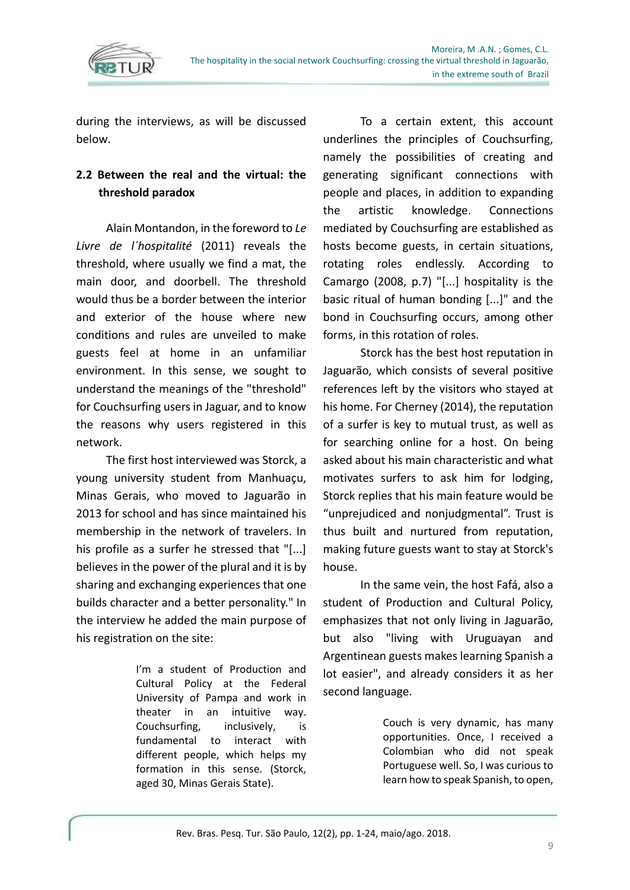during the interviews, as will be discussed below.

## 2.2 Between the real and the virtual: the threshold paradox

Alain Montandon, in the foreword to *Le Livre de l´hospitalité* (2011) reveals the threshold, where usually we find a mat, the main door, and doorbell. The threshold would thus be a border between the interior and exterior of the house where new conditions and rules are unveiled to make guests feel at home in an unfamiliar environment. In this sense, we sought to understand the meanings of the "threshold" for Couchsurfing users in Jaguar, and to know the reasons why users registered in this network.

The first host interviewed was Storck, a young university student from Manhuaçu, Minas Gerais, who moved to Jaguarão in 2013 for school and has since maintained his membership in the network of travelers. In his profile as a surfer he stressed that "[...] believes in the power of the plural and it is by sharing and exchanging experiences that one builds character and a better personality." In the interview he added the main purpose of his registration on the site:

> I'm a student of Production and Cultural Policy at the Federal University of Pampa and work in theater in an intuitive way. Couchsurfing, inclusively, is fundamental to interact with different people, which helps my formation in this sense. (Storck, aged 30, Minas Gerais State).

To a certain extent, this account underlines the principles of Couchsurfing, namely the possibilities of creating and generating significant connections with people and places, in addition to expanding the artistic knowledge. Connections mediated by Couchsurfing are established as hosts become guests, in certain situations, rotating roles endlessly. According to Camargo (2008, p.7) "[...] hospitality is the basic ritual of human bonding [...]" and the bond in Couchsurfing occurs, among other forms, in this rotation of roles.

Storck has the best host reputation in Jaguarão, which consists of several positive references left by the visitors who stayed at his home. For Cherney (2014), the reputation of a surfer is key to mutual trust, as well as for searching online for a host. On being asked about his main characteristic and what motivates surfers to ask him for lodging, Storck replies that his main feature would be "unprejudiced and nonjudgmental". Trust is thus built and nurtured from reputation, making future guests want to stay at Storck's house.

In the same vein, the host Fafá, also a student of Production and Cultural Policy, emphasizes that not only living in Jaguarão, but also "living with Uruguayan and Argentinean guests makes learning Spanish a lot easier", and already considers it as her second language.

> Couch is very dynamic, has many opportunities. Once, I received a Colombian who did not speak Portuguese well. So, I was curious to learn how to speak Spanish, to open,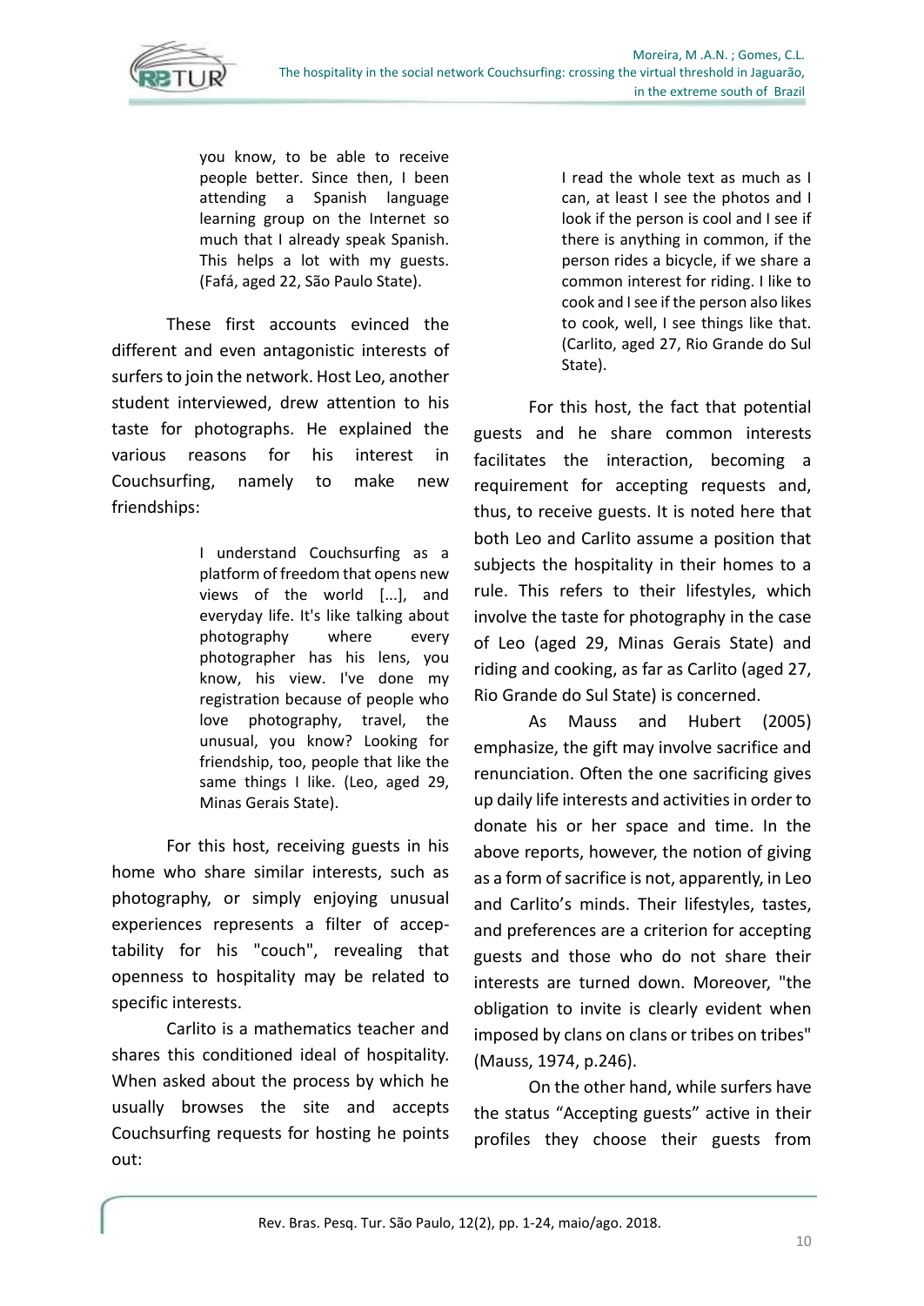> you know, to be able to receive people better. Since then, I been attending a Spanish language learning group on the Internet so much that I already speak Spanish. This helps a lot with my guests. (Fafá, aged 22, São Paulo State).

These first accounts evinced the different and even antagonistic interests of surfers to join the network. Host Leo, another student interviewed, drew attention to his taste for photographs. He explained the various reasons for his interest in Couchsurfing, namely to make new friendships:

> I understand Couchsurfing as a platform of freedom that opens new views of the world [...], and everyday life. It's like talking about photography where every photographer has his lens, you know, his view. I've done my registration because of people who love photography, travel, the unusual, you know? Looking for friendship, too, people that like the same things I like. (Leo, aged 29, Minas Gerais State).

For this host, receiving guests in his home who share similar interests, such as photography, or simply enjoying unusual experiences represents a filter of acceptability for his "couch", revealing that openness to hospitality may be related to specific interests.

Carlito is a mathematics teacher and shares this conditioned ideal of hospitality. When asked about the process by which he usually browses the site and accepts Couchsurfing requests for hosting he points out:

> I read the whole text as much as I can, at least I see the photos and I look if the person is cool and I see if there is anything in common, if the person rides a bicycle, if we share a common interest for riding. I like to cook and I see if the person also likes to cook, well, I see things like that. (Carlito, aged 27, Rio Grande do Sul State).

For this host, the fact that potential guests and he share common interests facilitates the interaction, becoming a requirement for accepting requests and, thus, to receive guests. It is noted here that both Leo and Carlito assume a position that subjects the hospitality in their homes to a rule. This refers to their lifestyles, which involve the taste for photography in the case of Leo (aged 29, Minas Gerais State) and riding and cooking, as far as Carlito (aged 27, Rio Grande do Sul State) is concerned.

As Mauss and Hubert (2005) emphasize, the gift may involve sacrifice and renunciation. Often the one sacrificing gives up daily life interests and activities in order to donate his or her space and time. In the above reports, however, the notion of giving as a form of sacrifice is not, apparently, in Leo and Carlito's minds. Their lifestyles, tastes, and preferences are a criterion for accepting guests and those who do not share their interests are turned down. Moreover, "the obligation to invite is clearly evident when imposed by clans on clans or tribes on tribes" (Mauss, 1974, p.246).

On the other hand, while surfers have the status "Accepting guests" active in their profiles they choose their guests from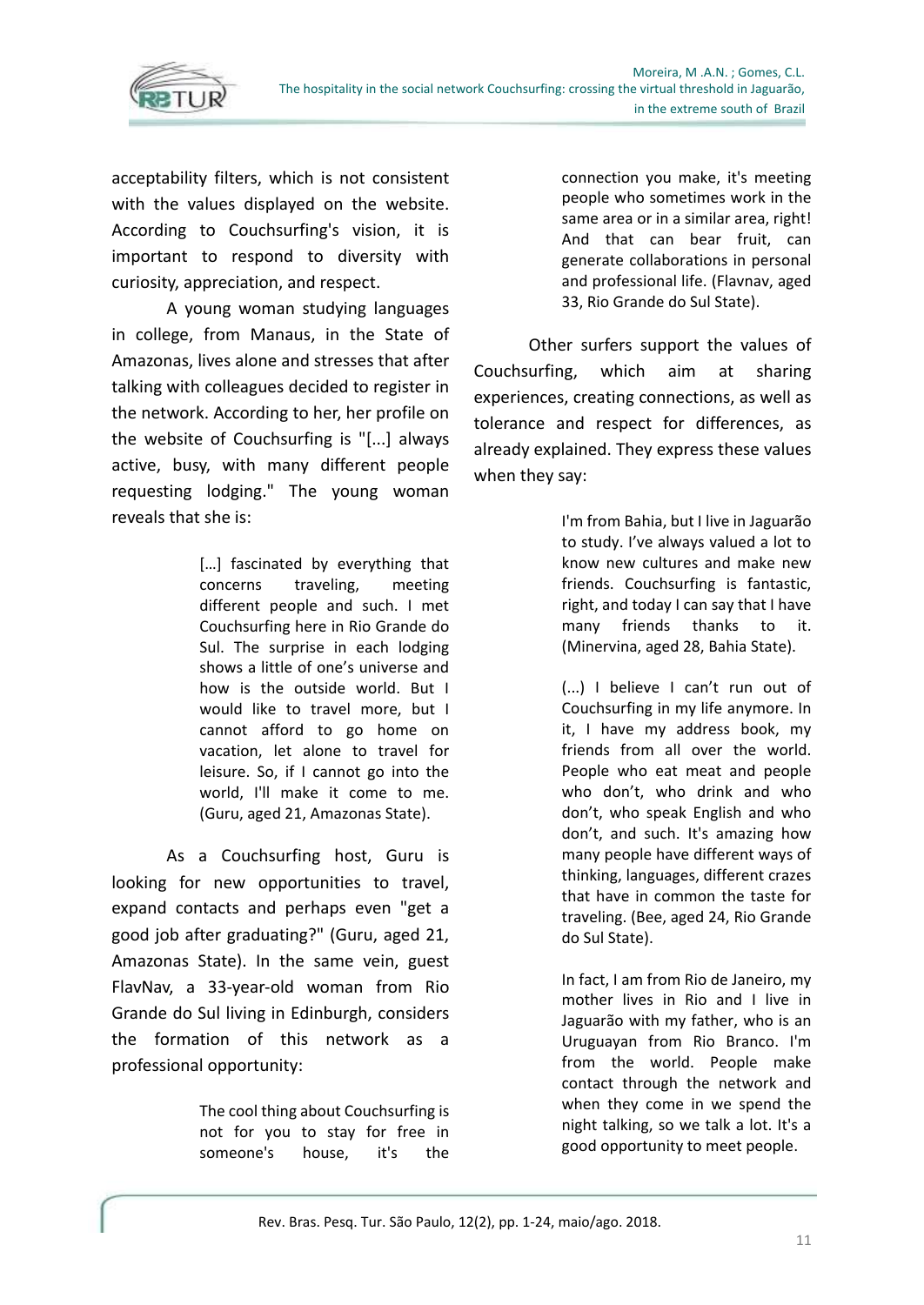acceptability filters, which is not consistent with the values displayed on the website. According to Couchsurfing's vision, it is important to respond to diversity with curiosity, appreciation, and respect.

A young woman studying languages in college, from Manaus, in the State of Amazonas, lives alone and stresses that after talking with colleagues decided to register in the network. According to her, her profile on the website of Couchsurfing is "[...] always active, busy, with many different people requesting lodging." The young woman reveals that she is:

> […] fascinated by everything that concerns traveling, meeting different people and such. I met Couchsurfing here in Rio Grande do Sul. The surprise in each lodging shows a little of one's universe and how is the outside world. But I would like to travel more, but I cannot afford to go home on vacation, let alone to travel for leisure. So, if I cannot go into the world, I'll make it come to me. (Guru, aged 21, Amazonas State).

As a Couchsurfing host, Guru is looking for new opportunities to travel, expand contacts and perhaps even "get a good job after graduating?" (Guru, aged 21, Amazonas State). In the same vein, guest FlavNav, a 33-year-old woman from Rio Grande do Sul living in Edinburgh, considers the formation of this network as a professional opportunity:

> The cool thing about Couchsurfing is not for you to stay for free in someone's house, it's the connection you make, it's meeting people who sometimes work in the same area or in a similar area, right! And that can bear fruit, can generate collaborations in personal and professional life. (Flavnav, aged 33, Rio Grande do Sul State).

Other surfers support the values of Couchsurfing, which aim at sharing experiences, creating connections, as well as tolerance and respect for differences, as already explained. They express these values when they say:

> I'm from Bahia, but I live in Jaguarão to study. I've always valued a lot to know new cultures and make new friends. Couchsurfing is fantastic, right, and today I can say that I have many friends thanks to it. (Minervina, aged 28, Bahia State).

> (...) I believe I can't run out of Couchsurfing in my life anymore. In it, I have my address book, my friends from all over the world. People who eat meat and people who don't, who drink and who don't, who speak English and who don't, and such. It's amazing how many people have different ways of thinking, languages, different crazes that have in common the taste for traveling. (Bee, aged 24, Rio Grande do Sul State).

> In fact, I am from Rio de Janeiro, my mother lives in Rio and I live in Jaguarão with my father, who is an Uruguayan from Rio Branco. I'm from the world. People make contact through the network and when they come in we spend the night talking, so we talk a lot. It's a good opportunity to meet people.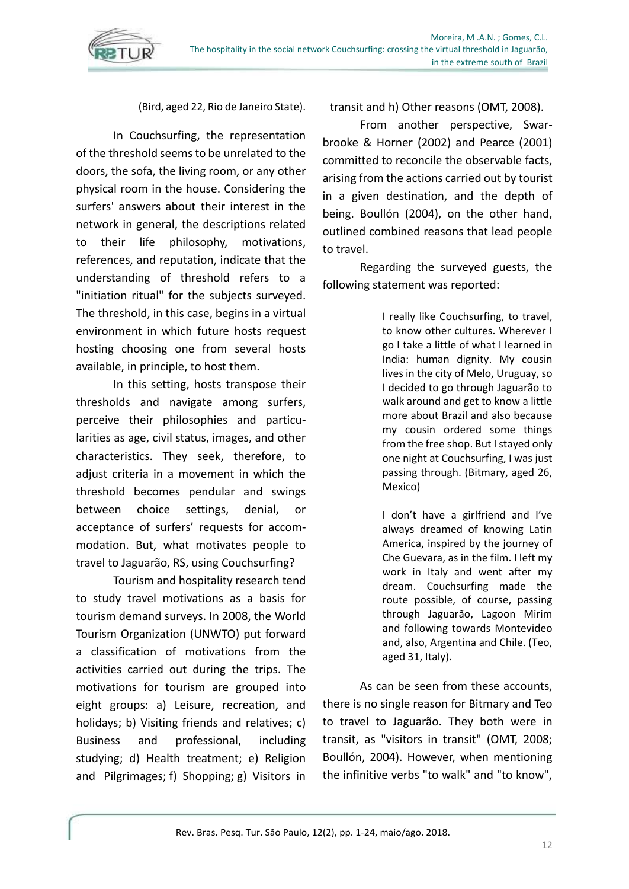(Bird, aged 22, Rio de Janeiro State).

In Couchsurfing, the representation of the threshold seems to be unrelated to the doors, the sofa, the living room, or any other physical room in the house. Considering the surfers' answers about their interest in the network in general, the descriptions related to their life philosophy, motivations, references, and reputation, indicate that the understanding of threshold refers to a "initiation ritual" for the subjects surveyed. The threshold, in this case, begins in a virtual environment in which future hosts request hosting choosing one from several hosts available, in principle, to host them.

In this setting, hosts transpose their thresholds and navigate among surfers, perceive their philosophies and particularities as age, civil status, images, and other characteristics. They seek, therefore, to adjust criteria in a movement in which the threshold becomes pendular and swings between choice settings, denial, or acceptance of surfers' requests for accommodation. But, what motivates people to travel to Jaguarão, RS, using Couchsurfing?

Tourism and hospitality research tend to study travel motivations as a basis for tourism demand surveys. In 2008, the World Tourism Organization (UNWTO) put forward a classification of motivations from the activities carried out during the trips. The motivations for tourism are grouped into eight groups: a) Leisure, recreation, and holidays; b) Visiting friends and relatives; c) Business and professional, including studying; d) Health treatment; e) Religion and Pilgrimages; f) Shopping; g) Visitors in transit and h) Other reasons (OMT, 2008).

From another perspective, Swarbrooke & Horner (2002) and Pearce (2001) committed to reconcile the observable facts, arising from the actions carried out by tourist in a given destination, and the depth of being. Boullón (2004), on the other hand, outlined combined reasons that lead people to travel.

Regarding the surveyed guests, the following statement was reported:

> I really like Couchsurfing, to travel, to know other cultures. Wherever I go I take a little of what I learned in India: human dignity. My cousin lives in the city of Melo, Uruguay, so I decided to go through Jaguarão to walk around and get to know a little more about Brazil and also because my cousin ordered some things from the free shop. But I stayed only one night at Couchsurfing, I was just passing through. (Bitmary, aged 26, Mexico)

> I don't have a girlfriend and I've always dreamed of knowing Latin America, inspired by the journey of Che Guevara, as in the film. I left my work in Italy and went after my dream. Couchsurfing made the route possible, of course, passing through Jaguarão, Lagoon Mirim and following towards Montevideo and, also, Argentina and Chile. (Teo, aged 31, Italy).

As can be seen from these accounts, there is no single reason for Bitmary and Teo to travel to Jaguarão. They both were in transit, as "visitors in transit" (OMT, 2008; Boullón, 2004). However, when mentioning the infinitive verbs "to walk" and "to know",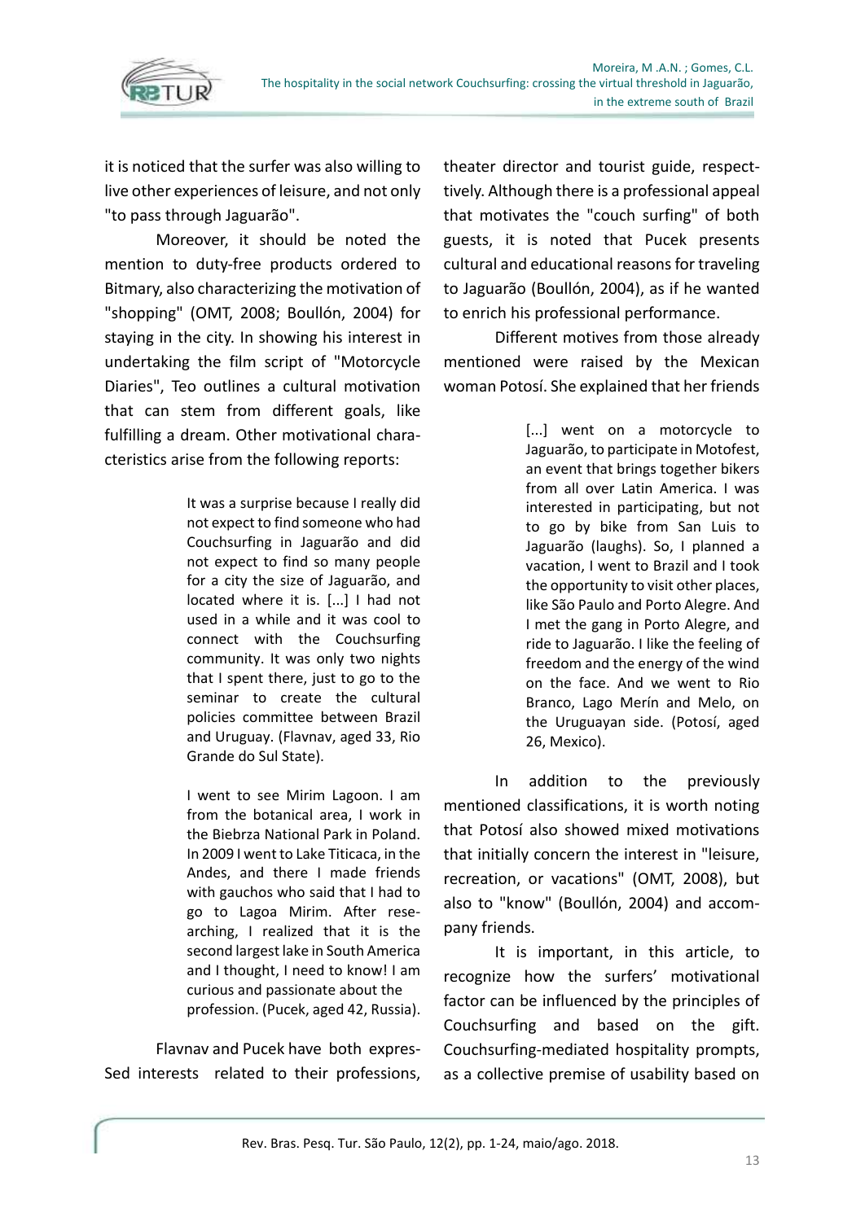it is noticed that the surfer was also willing to live other experiences of leisure, and not only "to pass through Jaguarão".

Moreover, it should be noted the mention to duty-free products ordered to Bitmary, also characterizing the motivation of "shopping" (OMT, 2008; Boullón, 2004) for staying in the city. In showing his interest in undertaking the film script of "Motorcycle Diaries", Teo outlines a cultural motivation that can stem from different goals, like fulfilling a dream. Other motivational characteristics arise from the following reports:

> It was a surprise because I really did not expect to find someone who had Couchsurfing in Jaguarão and did not expect to find so many people for a city the size of Jaguarão, and located where it is. [...] I had not used in a while and it was cool to connect with the Couchsurfing community. It was only two nights that I spent there, just to go to the seminar to create the cultural policies committee between Brazil and Uruguay. (Flavnav, aged 33, Rio Grande do Sul State).

> I went to see Mirim Lagoon. I am from the botanical area, I work in the Biebrza National Park in Poland. In 2009 I went to Lake Titicaca, in the Andes, and there I made friends with gauchos who said that I had to go to Lagoa Mirim. After researching, I realized that it is the second largest lake in South America and I thought, I need to know! I am curious and passionate about the profession. (Pucek, aged 42, Russia).

Flavnav and Pucek have both expressed interests related to their professions, theater director and tourist guide, respecttively. Although there is a professional appeal that motivates the "couch surfing" of both guests, it is noted that Pucek presents cultural and educational reasons for traveling to Jaguarão (Boullón, 2004), as if he wanted to enrich his professional performance.

Different motives from those already mentioned were raised by the Mexican woman Potosí. She explained that her friends

> [...] went on a motorcycle to Jaguarão, to participate in Motofest, an event that brings together bikers from all over Latin America. I was interested in participating, but not to go by bike from San Luis to Jaguarão (laughs). So, I planned a vacation, I went to Brazil and I took the opportunity to visit other places, like São Paulo and Porto Alegre. And I met the gang in Porto Alegre, and ride to Jaguarão. I like the feeling of freedom and the energy of the wind on the face. And we went to Rio Branco, Lago Merín and Melo, on the Uruguayan side. (Potosí, aged 26, Mexico).

In addition to the previously mentioned classifications, it is worth noting that Potosí also showed mixed motivations that initially concern the interest in "leisure, recreation, or vacations" (OMT, 2008), but also to "know" (Boullón, 2004) and accompany friends.

It is important, in this article, to recognize how the surfers' motivational factor can be influenced by the principles of Couchsurfing and based on the gift. Couchsurfing-mediated hospitality prompts, as a collective premise of usability based on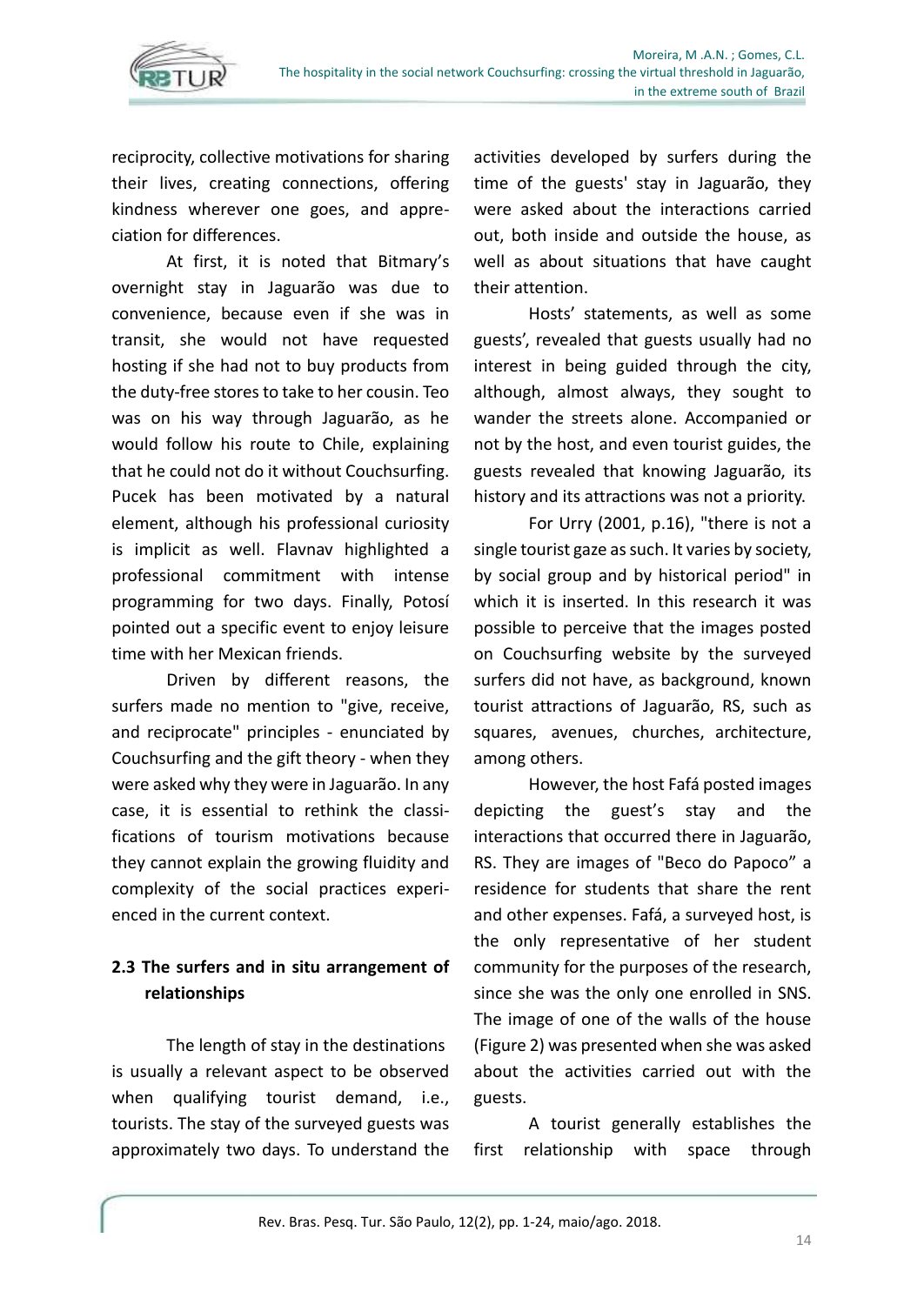reciprocity, collective motivations for sharing their lives, creating connections, offering kindness wherever one goes, and appreciation for differences.

At first, it is noted that Bitmary's overnight stay in Jaguarão was due to convenience, because even if she was in transit, she would not have requested hosting if she had not to buy products from the duty-free stores to take to her cousin. Teo was on his way through Jaguarão, as he would follow his route to Chile, explaining that he could not do it without Couchsurfing. Pucek has been motivated by a natural element, although his professional curiosity is implicit as well. Flavnav highlighted a professional commitment with intense programming for two days. Finally, Potosí pointed out a specific event to enjoy leisure time with her Mexican friends.

Driven by different reasons, the surfers made no mention to "give, receive, and reciprocate" principles - enunciated by Couchsurfing and the gift theory - when they were asked why they were in Jaguarão. In any case, it is essential to rethink the classifications of tourism motivations because they cannot explain the growing fluidity and complexity of the social practices experienced in the current context.

## 2.3 The surfers and in situ arrangement of relationships

The length of stay in the destinations is usually a relevant aspect to be observed when qualifying tourist demand, i.e., tourists. The stay of the surveyed guests was approximately two days. To understand the activities developed by surfers during the time of the guests' stay in Jaguarão, they were asked about the interactions carried out, both inside and outside the house, as well as about situations that have caught their attention.

Hosts' statements, as well as some guests', revealed that guests usually had no interest in being guided through the city, although, almost always, they sought to wander the streets alone. Accompanied or not by the host, and even tourist guides, the guests revealed that knowing Jaguarão, its history and its attractions was not a priority.

For Urry (2001, p.16), "there is not a single tourist gaze as such. It varies by society, by social group and by historical period" in which it is inserted. In this research it was possible to perceive that the images posted on Couchsurfing website by the surveyed surfers did not have, as background, known tourist attractions of Jaguarão, RS, such as squares, avenues, churches, architecture, among others.

However, the host Fafá posted images depicting the guest's stay and the interactions that occurred there in Jaguarão, RS. They are images of "Beco do Papoco" a residence for students that share the rent and other expenses. Fafá, a surveyed host, is the only representative of her student community for the purposes of the research, since she was the only one enrolled in SNS. The image of one of the walls of the house (Figure 2) was presented when she was asked about the activities carried out with the guests.

A tourist generally establishes the first relationship with space through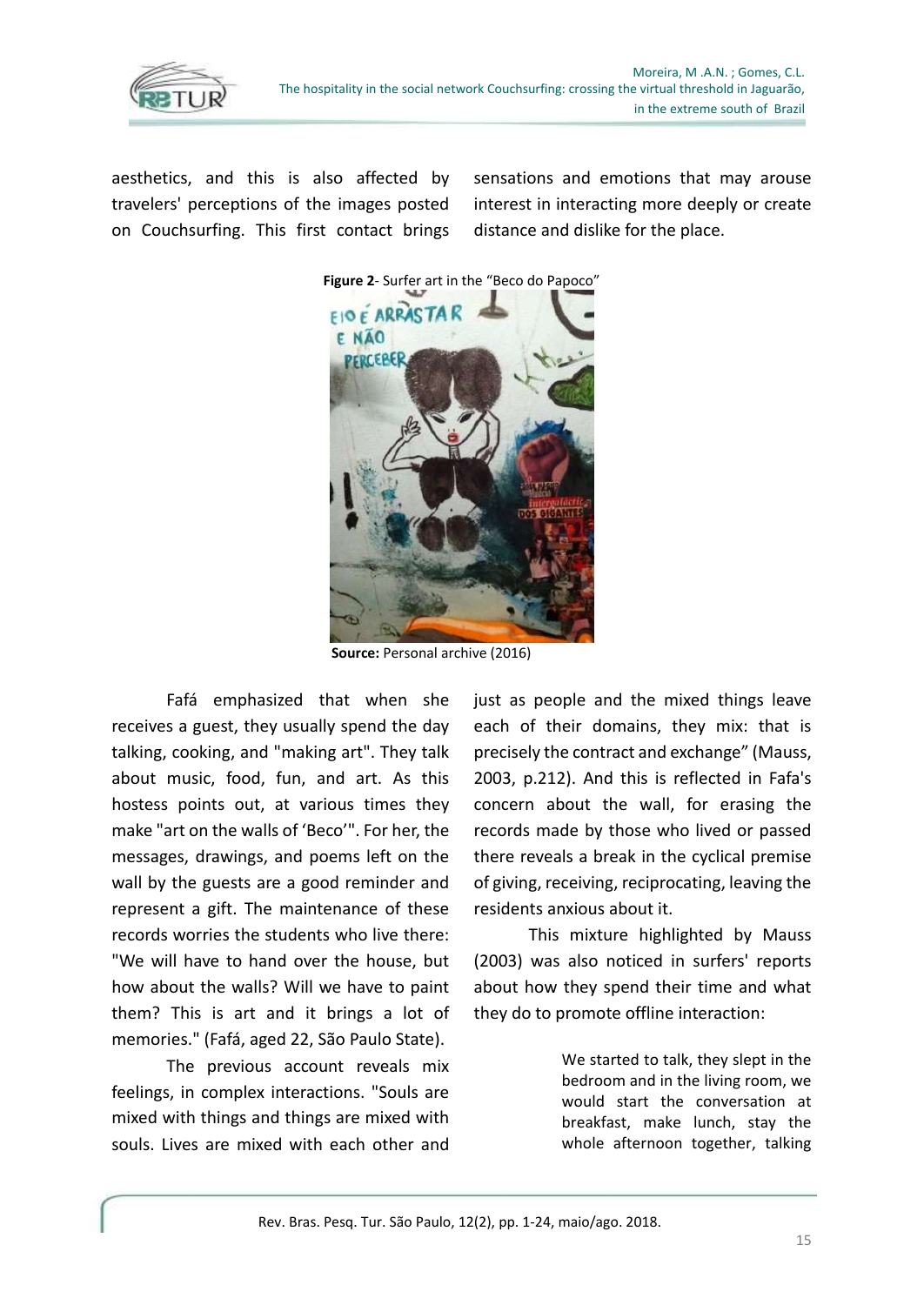aesthetics, and this is also affected by travelers' perceptions of the images posted on Couchsurfing. This first contact brings sensations and emotions that may arouse interest in interacting more deeply or create distance and dislike for the place.

**Figure 2**- Surfer art in the "Beco do Papoco"

**Source:** Personal archive (2016)

Fafá emphasized that when she receives a guest, they usually spend the day talking, cooking, and "making art". They talk about music, food, fun, and art. As this hostess points out, at various times they make "art on the walls of 'Beco'". For her, the messages, drawings, and poems left on the wall by the guests are a good reminder and represent a gift. The maintenance of these records worries the students who live there: "We will have to hand over the house, but how about the walls? Will we have to paint them? This is art and it brings a lot of memories." (Fafá, aged 22, São Paulo State).

The previous account reveals mix feelings, in complex interactions. "Souls are mixed with things and things are mixed with souls. Lives are mixed with each other and just as people and the mixed things leave each of their domains, they mix: that is precisely the contract and exchange" (Mauss, 2003, p.212). And this is reflected in Fafa's concern about the wall, for erasing the records made by those who lived or passed there reveals a break in the cyclical premise of giving, receiving, reciprocating, leaving the residents anxious about it.

This mixture highlighted by Mauss (2003) was also noticed in surfers' reports about how they spend their time and what they do to promote offline interaction:

> We started to talk, they slept in the bedroom and in the living room, we would start the conversation at breakfast, make lunch, stay the whole afternoon together, talking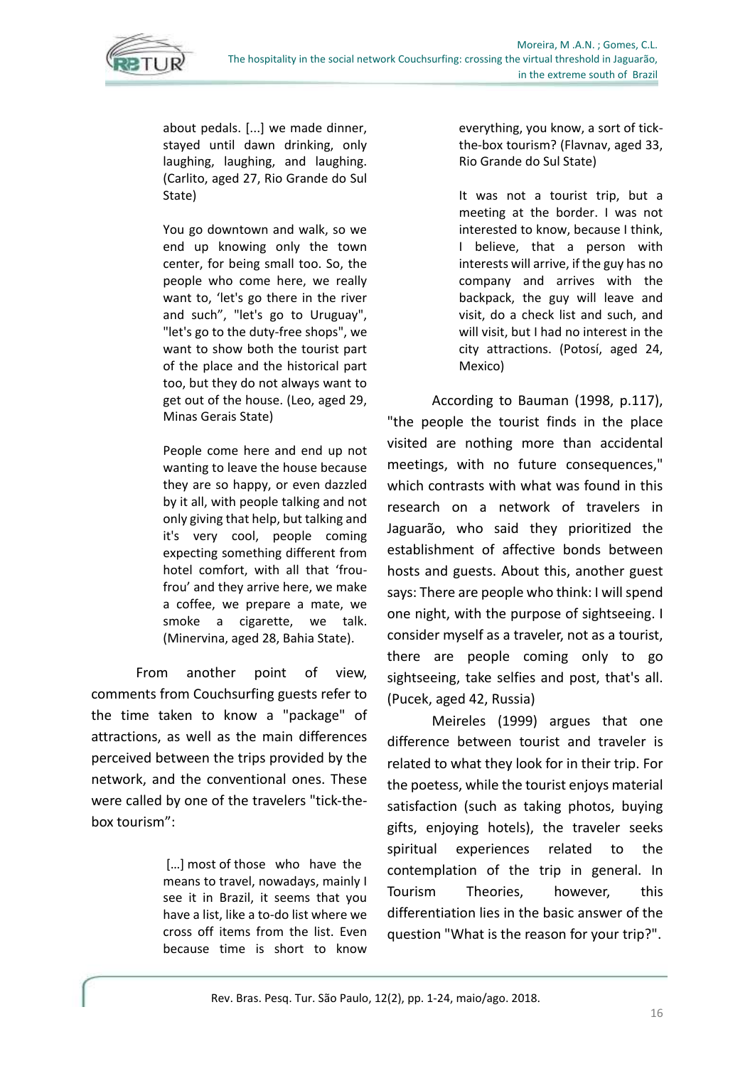> about pedals. [...] we made dinner, stayed until dawn drinking, only laughing, laughing, and laughing. (Carlito, aged 27, Rio Grande do Sul State)

> You go downtown and walk, so we end up knowing only the town center, for being small too. So, the people who come here, we really want to, 'let's go there in the river and such", "let's go to Uruguay", "let's go to the duty-free shops", we want to show both the tourist part of the place and the historical part too, but they do not always want to get out of the house. (Leo, aged 29, Minas Gerais State)

> People come here and end up not wanting to leave the house because they are so happy, or even dazzled by it all, with people talking and not only giving that help, but talking and it's very cool, people coming expecting something different from hotel comfort, with all that 'frou-frou' and they arrive here, we make a coffee, we prepare a mate, we smoke a cigarette, we talk. (Minervina, aged 28, Bahia State).

From another point of view, comments from Couchsurfing guests refer to the time taken to know a "package" of attractions, as well as the main differences perceived between the trips provided by the network, and the conventional ones. These were called by one of the travelers "tick-the-box tourism":

> [...] most of those who have the means to travel, nowadays, mainly I see it in Brazil, it seems that you have a list, like a to-do list where we cross off items from the list. Even because time is short to know everything, you know, a sort of tick-the-box tourism? (Flavnav, aged 33, Rio Grande do Sul State)

> It was not a tourist trip, but a meeting at the border. I was not interested to know, because I think, I believe, that a person with interests will arrive, if the guy has no company and arrives with the backpack, the guy will leave and visit, do a check list and such, and will visit, but I had no interest in the city attractions. (Potosí, aged 24, Mexico)

According to Bauman (1998, p.117), "the people the tourist finds in the place visited are nothing more than accidental meetings, with no future consequences," which contrasts with what was found in this research on a network of travelers in Jaguarão, who said they prioritized the establishment of affective bonds between hosts and guests. About this, another guest says: There are people who think: I will spend one night, with the purpose of sightseeing. I consider myself as a traveler, not as a tourist, there are people coming only to go sightseeing, take selfies and post, that's all. (Pucek, aged 42, Russia)

Meireles (1999) argues that one difference between tourist and traveler is related to what they look for in their trip. For the poetess, while the tourist enjoys material satisfaction (such as taking photos, buying gifts, enjoying hotels), the traveler seeks spiritual experiences related to the contemplation of the trip in general. In Tourism Theories, however, this differentiation lies in the basic answer of the question "What is the reason for your trip?".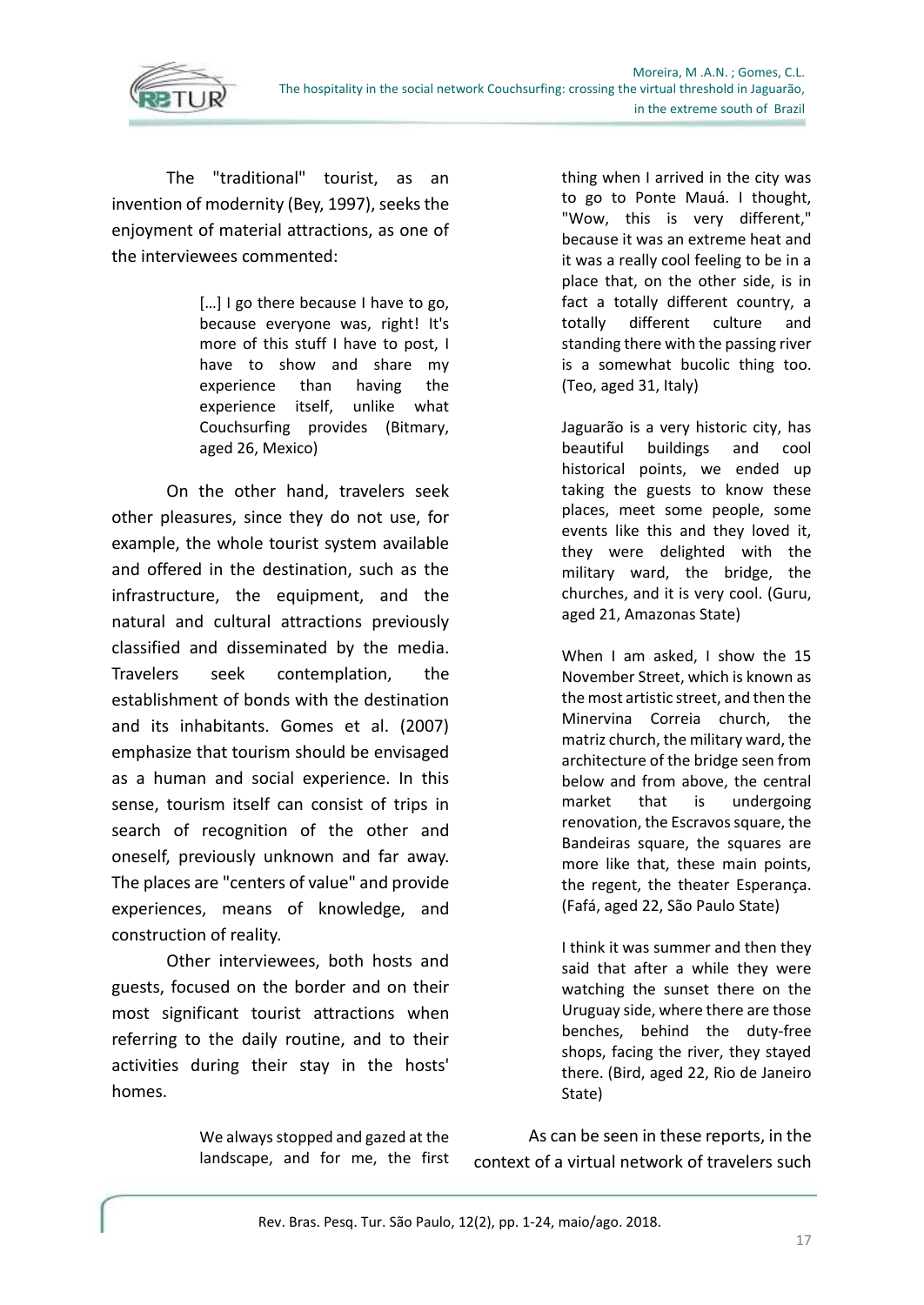The "traditional" tourist, as an invention of modernity (Bey, 1997), seeks the enjoyment of material attractions, as one of the interviewees commented:

> […] I go there because I have to go, because everyone was, right! It's more of this stuff I have to post, I have to show and share my experience than having the experience itself, unlike what Couchsurfing provides (Bitmary, aged 26, Mexico)

On the other hand, travelers seek other pleasures, since they do not use, for example, the whole tourist system available and offered in the destination, such as the infrastructure, the equipment, and the natural and cultural attractions previously classified and disseminated by the media. Travelers seek contemplation, the establishment of bonds with the destination and its inhabitants. Gomes et al. (2007) emphasize that tourism should be envisaged as a human and social experience. In this sense, tourism itself can consist of trips in search of recognition of the other and oneself, previously unknown and far away. The places are "centers of value" and provide experiences, means of knowledge, and construction of reality.

Other interviewees, both hosts and guests, focused on the border and on their most significant tourist attractions when referring to the daily routine, and to their activities during their stay in the hosts' homes.

> We always stopped and gazed at the landscape, and for me, the first thing when I arrived in the city was to go to Ponte Mauá. I thought, "Wow, this is very different," because it was an extreme heat and it was a really cool feeling to be in a place that, on the other side, is in fact a totally different country, a totally different culture and standing there with the passing river is a somewhat bucolic thing too. (Teo, aged 31, Italy)

> Jaguarão is a very historic city, has beautiful buildings and cool historical points, we ended up taking the guests to know these places, meet some people, some events like this and they loved it, they were delighted with the military ward, the bridge, the churches, and it is very cool. (Guru, aged 21, Amazonas State)

> When I am asked, I show the 15 November Street, which is known as the most artistic street, and then the Minervina Correia church, the matriz church, the military ward, the architecture of the bridge seen from below and from above, the central market that is undergoing renovation, the Escravos square, the Bandeiras square, the squares are more like that, these main points, the regent, the theater Esperança. (Fafá, aged 22, São Paulo State)

> I think it was summer and then they said that after a while they were watching the sunset there on the Uruguay side, where there are those benches, behind the duty-free shops, facing the river, they stayed there. (Bird, aged 22, Rio de Janeiro State)

As can be seen in these reports, in the context of a virtual network of travelers such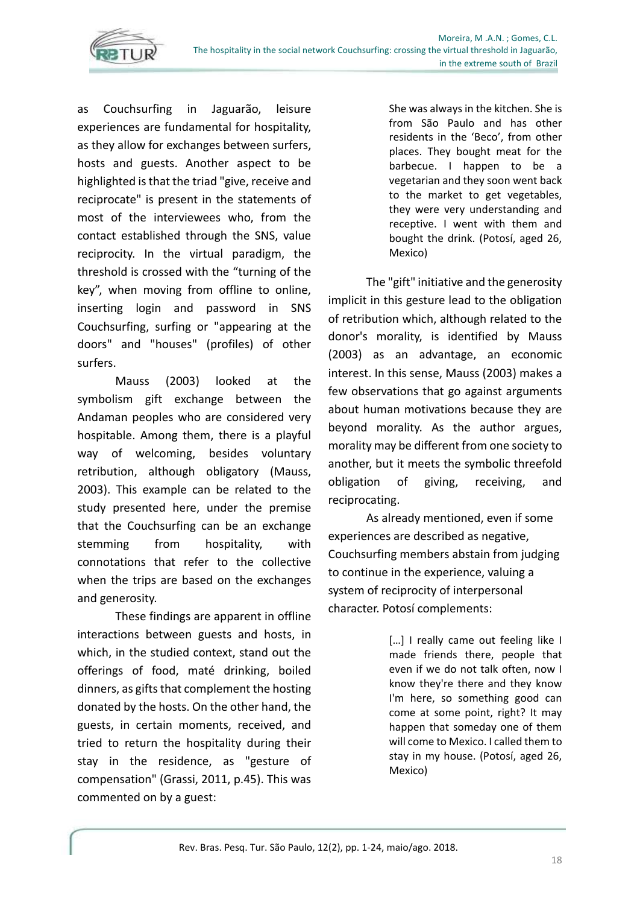as Couchsurfing in Jaguarão, leisure experiences are fundamental for hospitality, as they allow for exchanges between surfers, hosts and guests. Another aspect to be highlighted is that the triad "give, receive and reciprocate" is present in the statements of most of the interviewees who, from the contact established through the SNS, value reciprocity. In the virtual paradigm, the threshold is crossed with the "turning of the key", when moving from offline to online, inserting login and password in SNS Couchsurfing, surfing or "appearing at the doors" and "houses" (profiles) of other surfers.

Mauss (2003) looked at the symbolism gift exchange between the Andaman peoples who are considered very hospitable. Among them, there is a playful way of welcoming, besides voluntary retribution, although obligatory (Mauss, 2003). This example can be related to the study presented here, under the premise that the Couchsurfing can be an exchange stemming from hospitality, with connotations that refer to the collective when the trips are based on the exchanges and generosity.

These findings are apparent in offline interactions between guests and hosts, in which, in the studied context, stand out the offerings of food, maté drinking, boiled dinners, as gifts that complement the hosting donated by the hosts. On the other hand, the guests, in certain moments, received, and tried to return the hospitality during their stay in the residence, as "gesture of compensation" (Grassi, 2011, p.45). This was commented on by a guest:

> She was always in the kitchen. She is from São Paulo and has other residents in the 'Beco', from other places. They bought meat for the barbecue. I happen to be a vegetarian and they soon went back to the market to get vegetables, they were very understanding and receptive. I went with them and bought the drink. (Potosí, aged 26, Mexico)

The "gift" initiative and the generosity implicit in this gesture lead to the obligation of retribution which, although related to the donor's morality, is identified by Mauss (2003) as an advantage, an economic interest. In this sense, Mauss (2003) makes a few observations that go against arguments about human motivations because they are beyond morality. As the author argues, morality may be different from one society to another, but it meets the symbolic threefold obligation of giving, receiving, and reciprocating.

As already mentioned, even if some experiences are described as negative, Couchsurfing members abstain from judging to continue in the experience, valuing a system of reciprocity of interpersonal character. Potosí complements:

> [...] I really came out feeling like I made friends there, people that even if we do not talk often, now I know they're there and they know I'm here, so something good can come at some point, right? It may happen that someday one of them will come to Mexico. I called them to stay in my house. (Potosí, aged 26, Mexico)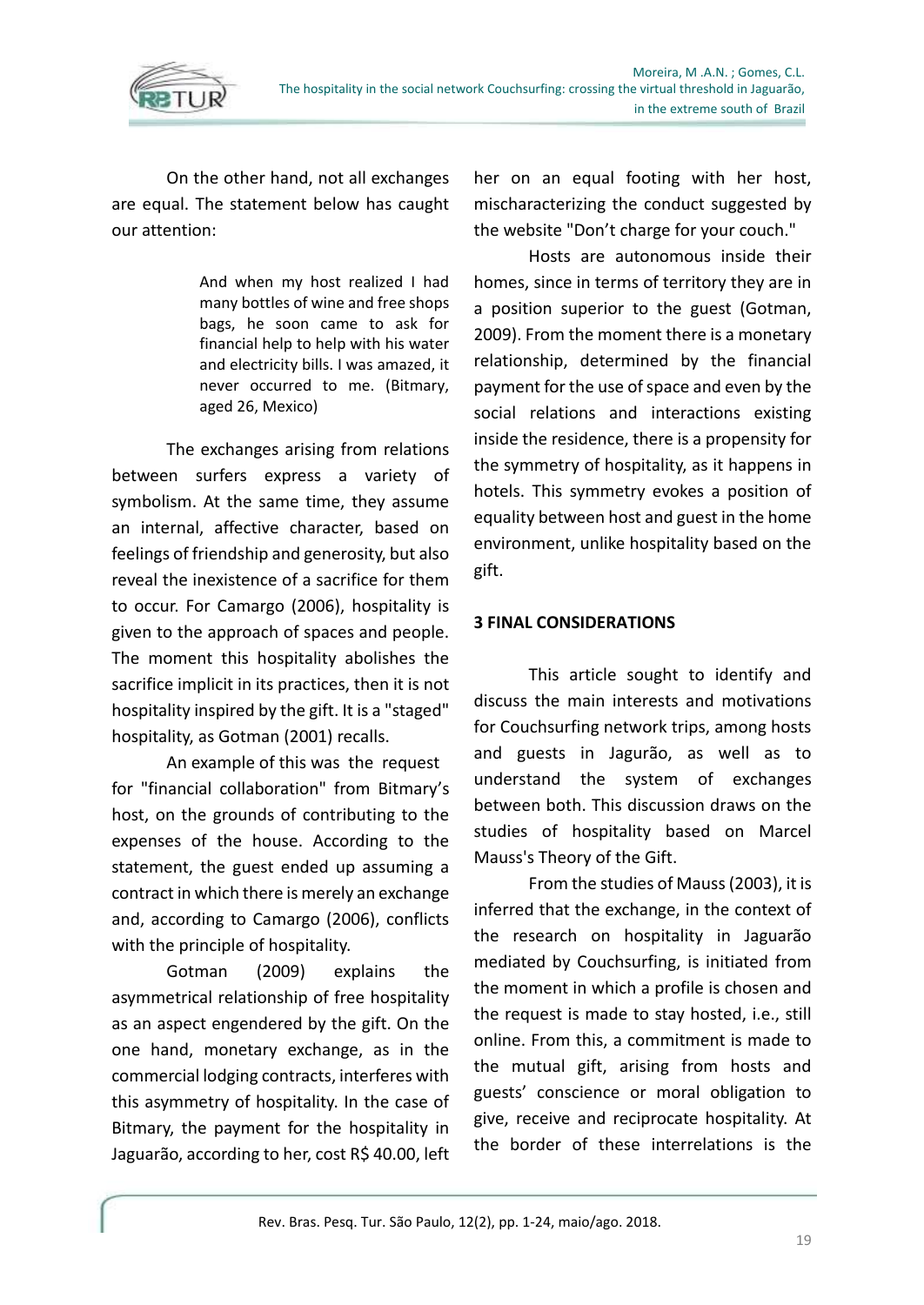On the other hand, not all exchanges are equal. The statement below has caught our attention:

> And when my host realized I had many bottles of wine and free shops bags, he soon came to ask for financial help to help with his water and electricity bills. I was amazed, it never occurred to me. (Bitmary, aged 26, Mexico)

The exchanges arising from relations between surfers express a variety of symbolism. At the same time, they assume an internal, affective character, based on feelings of friendship and generosity, but also reveal the inexistence of a sacrifice for them to occur. For Camargo (2006), hospitality is given to the approach of spaces and people. The moment this hospitality abolishes the sacrifice implicit in its practices, then it is not hospitality inspired by the gift. It is a "staged" hospitality, as Gotman (2001) recalls.

An example of this was the request for "financial collaboration" from Bitmary's host, on the grounds of contributing to the expenses of the house. According to the statement, the guest ended up assuming a contract in which there is merely an exchange and, according to Camargo (2006), conflicts with the principle of hospitality.

Gotman (2009) explains the asymmetrical relationship of free hospitality as an aspect engendered by the gift. On the one hand, monetary exchange, as in the commercial lodging contracts, interferes with this asymmetry of hospitality. In the case of Bitmary, the payment for the hospitality in Jaguarão, according to her, cost R$ 40.00, left her on an equal footing with her host, mischaracterizing the conduct suggested by the website "Don't charge for your couch."

Hosts are autonomous inside their homes, since in terms of territory they are in a position superior to the guest (Gotman, 2009). From the moment there is a monetary relationship, determined by the financial payment for the use of space and even by the social relations and interactions existing inside the residence, there is a propensity for the symmetry of hospitality, as it happens in hotels. This symmetry evokes a position of equality between host and guest in the home environment, unlike hospitality based on the gift.

## 3 FINAL CONSIDERATIONS

This article sought to identify and discuss the main interests and motivations for Couchsurfing network trips, among hosts and guests in Jagurão, as well as to understand the system of exchanges between both. This discussion draws on the studies of hospitality based on Marcel Mauss's Theory of the Gift.

From the studies of Mauss (2003), it is inferred that the exchange, in the context of the research on hospitality in Jaguarão mediated by Couchsurfing, is initiated from the moment in which a profile is chosen and the request is made to stay hosted, i.e., still online. From this, a commitment is made to the mutual gift, arising from hosts and guests' conscience or moral obligation to give, receive and reciprocate hospitality. At the border of these interrelations is the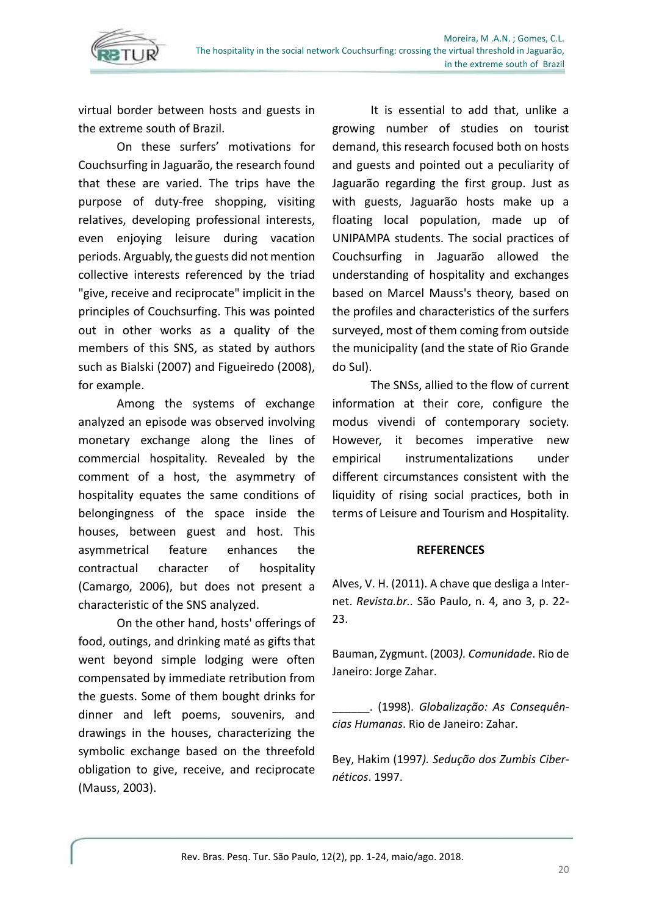virtual border between hosts and guests in the extreme south of Brazil.

On these surfers' motivations for Couchsurfing in Jaguarão, the research found that these are varied. The trips have the purpose of duty-free shopping, visiting relatives, developing professional interests, even enjoying leisure during vacation periods. Arguably, the guests did not mention collective interests referenced by the triad "give, receive and reciprocate" implicit in the principles of Couchsurfing. This was pointed out in other works as a quality of the members of this SNS, as stated by authors such as Bialski (2007) and Figueiredo (2008), for example.

Among the systems of exchange analyzed an episode was observed involving monetary exchange along the lines of commercial hospitality. Revealed by the comment of a host, the asymmetry of hospitality equates the same conditions of belongingness of the space inside the houses, between guest and host. This asymmetrical feature enhances the contractual character of hospitality (Camargo, 2006), but does not present a characteristic of the SNS analyzed.

On the other hand, hosts' offerings of food, outings, and drinking maté as gifts that went beyond simple lodging were often compensated by immediate retribution from the guests. Some of them bought drinks for dinner and left poems, souvenirs, and drawings in the houses, characterizing the symbolic exchange based on the threefold obligation to give, receive, and reciprocate (Mauss, 2003).

It is essential to add that, unlike a growing number of studies on tourist demand, this research focused both on hosts and guests and pointed out a peculiarity of Jaguarão regarding the first group. Just as with guests, Jaguarão hosts make up a floating local population, made up of UNIPAMPA students. The social practices of Couchsurfing in Jaguarão allowed the understanding of hospitality and exchanges based on Marcel Mauss's theory, based on the profiles and characteristics of the surfers surveyed, most of them coming from outside the municipality (and the state of Rio Grande do Sul).

The SNSs, allied to the flow of current information at their core, configure the modus vivendi of contemporary society. However, it becomes imperative new empirical instrumentalizations under different circumstances consistent with the liquidity of rising social practices, both in terms of Leisure and Tourism and Hospitality.

## REFERENCES

Alves, V. H. (2011). A chave que desliga a Internet. *Revista.br.*. São Paulo, n. 4, ano 3, p. 22-23.

Bauman, Zygmunt. (2003). *Comunidade*. Rio de Janeiro: Jorge Zahar.

______. (1998). *Globalização: As Consequências Humanas*. Rio de Janeiro: Zahar.

Bey, Hakim (1997). *Sedução dos Zumbis Cibernéticos*. 1997.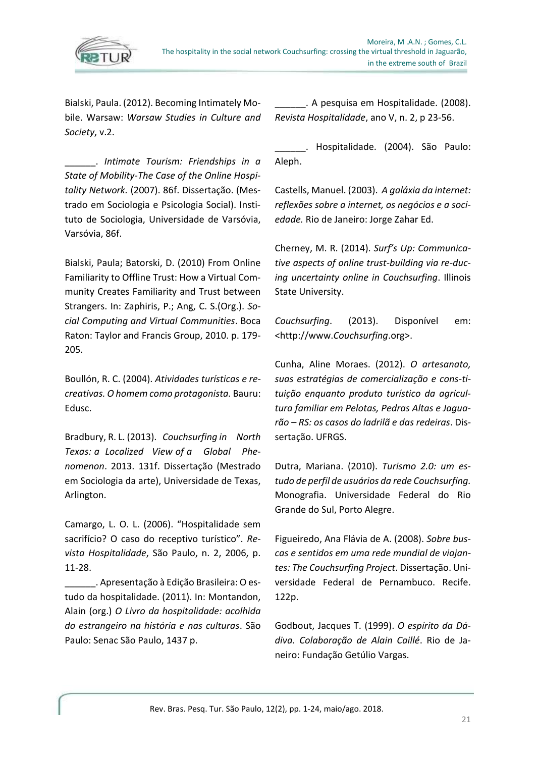Bialski, Paula. (2012). Becoming Intimately Mobile. Warsaw: *Warsaw Studies in Culture and Society*, v.2.

______. *Intimate Tourism: Friendships in a State of Mobility-The Case of the Online Hospitality Network.* (2007). 86f. Dissertação. (Mestrado em Sociologia e Psicologia Social). Instituto de Sociologia, Universidade de Varsóvia, Varsóvia, 86f.

Bialski, Paula; Batorski, D. (2010) From Online Familiarity to Offline Trust: How a Virtual Community Creates Familiarity and Trust between Strangers. In: Zaphiris, P.; Ang, C. S.(Org.). *Social Computing and Virtual Communities*. Boca Raton: Taylor and Francis Group, 2010. p. 179-205.

Boullón, R. C. (2004). *Atividades turísticas e recreativas. O homem como protagonista.* Bauru: Edusc.

Bradbury, R. L. (2013). *Couchsurfing in North Texas: a Localized View of a Global Phenomenon*. 2013. 131f. Dissertação (Mestrado em Sociologia da arte), Universidade de Texas, Arlington.

Camargo, L. O. L. (2006). "Hospitalidade sem sacrifício? O caso do receptivo turístico". *Revista Hospitalidade*, São Paulo, n. 2, 2006, p. 11-28.

______. Apresentação à Edição Brasileira: O estudo da hospitalidade. (2011). In: Montandon, Alain (org.) *O Livro da hospitalidade: acolhida do estrangeiro na história e nas culturas*. São Paulo: Senac São Paulo, 1437 p.

______. A pesquisa em Hospitalidade. (2008). *Revista Hospitalidade*, ano V, n. 2, p 23-56.

______. Hospitalidade. (2004). São Paulo: Aleph.

Castells, Manuel. (2003). *A galáxia da internet: reflexões sobre a internet, os negócios e a sociedade.* Rio de Janeiro: Jorge Zahar Ed.

Cherney, M. R. (2014). *Surf's Up: Communicative aspects of online trust-building via re-ducing uncertainty online in Couchsurfing*. Illinois State University.

*Couchsurfing*. (2013). Disponível em: <http://www.*Couchsurfing*.org>.

Cunha, Aline Moraes. (2012). *O artesanato, suas estratégias de comercialização e cons-tituição enquanto produto turístico da agricultura familiar em Pelotas, Pedras Altas e Jaguarão – RS: os casos do ladrilã e das redeiras*. Dissertação. UFRGS.

Dutra, Mariana. (2010). *Turismo 2.0: um estudo de perfil de usuários da rede Couchsurfing.* Monografia. Universidade Federal do Rio Grande do Sul, Porto Alegre.

Figueiredo, Ana Flávia de A. (2008). *Sobre buscas e sentidos em uma rede mundial de viajantes: The Couchsurfing Project*. Dissertação. Universidade Federal de Pernambuco. Recife. 122p.

Godbout, Jacques T. (1999). *O espírito da Dádiva. Colaboração de Alain Caillé*. Rio de Janeiro: Fundação Getúlio Vargas.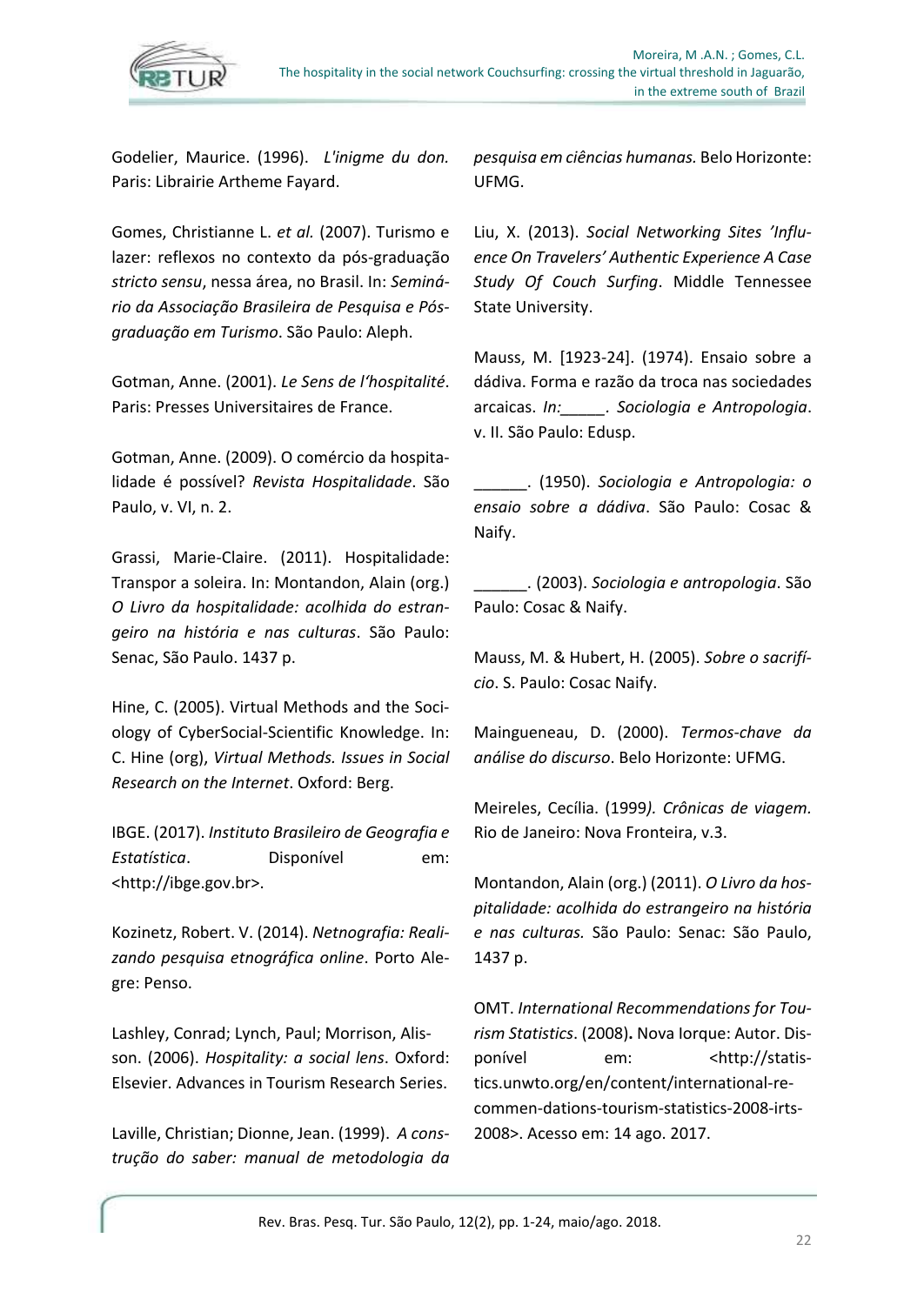Godelier, Maurice. (1996). *L'inigme du don.* Paris: Librairie Artheme Fayard.

Gomes, Christianne L. *et al.* (2007). Turismo e lazer: reflexos no contexto da pós-graduação *stricto sensu*, nessa área, no Brasil. In: *Seminário da Associação Brasileira de Pesquisa e Pós-graduação em Turismo*. São Paulo: Aleph.

Gotman, Anne. (2001). *Le Sens de l'hospitalité*. Paris: Presses Universitaires de France.

Gotman, Anne. (2009). O comércio da hospitalidade é possível? *Revista Hospitalidade*. São Paulo, v. VI, n. 2.

Grassi, Marie-Claire. (2011). Hospitalidade: Transpor a soleira. In: Montandon, Alain (org.) *O Livro da hospitalidade: acolhida do estrangeiro na história e nas culturas*. São Paulo: Senac, São Paulo. 1437 p.

Hine, C. (2005). Virtual Methods and the Sociology of CyberSocial-Scientific Knowledge. In: C. Hine (org), *Virtual Methods. Issues in Social Research on the Internet*. Oxford: Berg.

IBGE. (2017). *Instituto Brasileiro de Geografia e Estatística*. Disponível em: <http://ibge.gov.br>.

Kozinetz, Robert. V. (2014). *Netnografia: Realizando pesquisa etnográfica online*. Porto Alegre: Penso.

Lashley, Conrad; Lynch, Paul; Morrison, Alisson. (2006). *Hospitality: a social lens*. Oxford: Elsevier. Advances in Tourism Research Series.

Laville, Christian; Dionne, Jean. (1999). *A construção do saber: manual de metodologia da pesquisa em ciências humanas.* Belo Horizonte: UFMG.

Liu, X. (2013). *Social Networking Sites 'Influence On Travelers' Authentic Experience A Case Study Of Couch Surfing*. Middle Tennessee State University.

Mauss, M. [1923-24]. (1974). Ensaio sobre a dádiva. Forma e razão da troca nas sociedades arcaicas. *In:*_____. *Sociologia e Antropologia*. v. II. São Paulo: Edusp.

______. (1950). *Sociologia e Antropologia: o ensaio sobre a dádiva*. São Paulo: Cosac & Naify.

______. (2003). *Sociologia e antropologia*. São Paulo: Cosac & Naify.

Mauss, M. & Hubert, H. (2005). *Sobre o sacrifício*. S. Paulo: Cosac Naify.

Maingueneau, D. (2000). *Termos-chave da análise do discurso*. Belo Horizonte: UFMG.

Meireles, Cecília. (1999*). Crônicas de viagem.* Rio de Janeiro: Nova Fronteira, v.3.

Montandon, Alain (org.) (2011). *O Livro da hospitalidade: acolhida do estrangeiro na história e nas culturas.* São Paulo: Senac: São Paulo, 1437 p.

OMT. *International Recommendations for Tourism Statistics*. (2008)**.** Nova Iorque: Autor. Disponível em: <http://statistics.unwto.org/en/content/international-recommen-dations-tourism-statistics-2008-irts-2008>. Acesso em: 14 ago. 2017.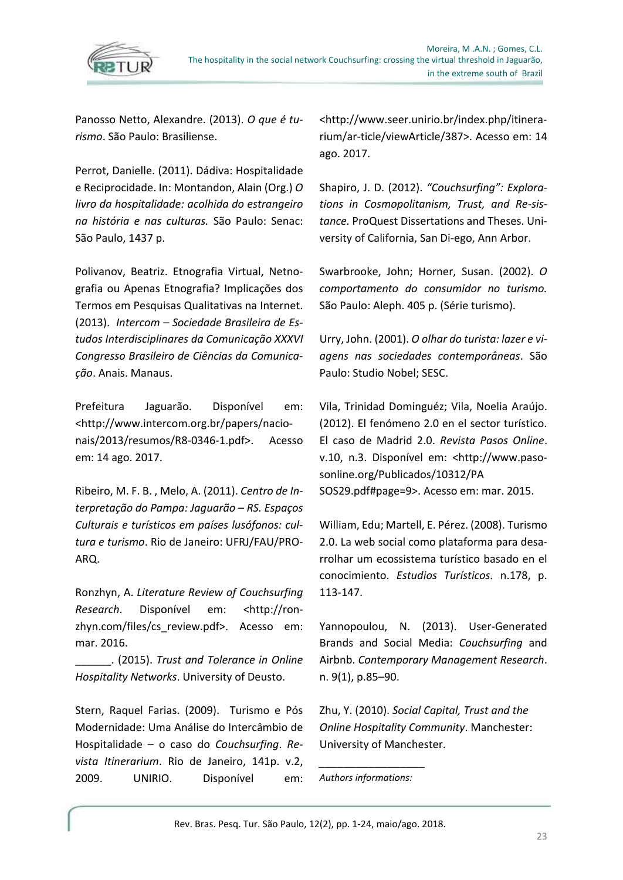Panosso Netto, Alexandre. (2013). *O que é turismo*. São Paulo: Brasiliense.

Perrot, Danielle. (2011). Dádiva: Hospitalidade e Reciprocidade. In: Montandon, Alain (Org.) *O livro da hospitalidade: acolhida do estrangeiro na história e nas culturas.* São Paulo: Senac: São Paulo, 1437 p.

Polivanov, Beatriz. Etnografia Virtual, Netnografia ou Apenas Etnografia? Implicações dos Termos em Pesquisas Qualitativas na Internet. (2013). *Intercom – Sociedade Brasileira de Estudos Interdisciplinares da Comunicação XXXVI Congresso Brasileiro de Ciências da Comunicação*. Anais. Manaus.

Prefeitura Jaguarão. Disponível em: <http://www.intercom.org.br/papers/nacionais/2013/resumos/R8-0346-1.pdf>. Acesso em: 14 ago. 2017.

Ribeiro, M. F. B. , Melo, A. (2011). *Centro de Interpretação do Pampa: Jaguarão – RS. Espaços Culturais e turísticos em países lusófonos: cultura e turismo*. Rio de Janeiro: UFRJ/FAU/PROARQ.

Ronzhyn, A. *Literature Review of Couchsurfing Research*. Disponível em: <http://ronzhyn.com/files/cs_review.pdf>. Acesso em: mar. 2016.
______. (2015). *Trust and Tolerance in Online Hospitality Networks*. University of Deusto.

Stern, Raquel Farias. (2009). Turismo e Pós Modernidade: Uma Análise do Intercâmbio de Hospitalidade – o caso do *Couchsurfing*. *Revista Itinerarium*. Rio de Janeiro, 141p. v.2, 2009. UNIRIO. Disponível em: <http://www.seer.unirio.br/index.php/itinerarium/ar-ticle/viewArticle/387>. Acesso em: 14 ago. 2017.

Shapiro, J. D. (2012). *"Couchsurfing": Explorations in Cosmopolitanism, Trust, and Resistance.* ProQuest Dissertations and Theses. University of California, San Di-ego, Ann Arbor.

Swarbrooke, John; Horner, Susan. (2002). *O comportamento do consumidor no turismo.* São Paulo: Aleph. 405 p. (Série turismo).

Urry, John. (2001). *O olhar do turista: lazer e viagens nas sociedades contemporâneas*. São Paulo: Studio Nobel; SESC.

Vila, Trinidad Dominguéz; Vila, Noelia Araújo. (2012). El fenómeno 2.0 en el sector turístico. El caso de Madrid 2.0. *Revista Pasos Online*. v.10, n.3. Disponível em: <http://www.pasosonline.org/Publicados/10312/PA SOS29.pdf#page=9>. Acesso em: mar. 2015.

William, Edu; Martell, E. Pérez. (2008). Turismo 2.0. La web social como plataforma para desarrolhar um ecossistema turístico basado en el conocimiento. *Estudios Turísticos.* n.178, p. 113-147.

Yannopoulou, N. (2013). User-Generated Brands and Social Media: *Couchsurfing* and Airbnb. *Contemporary Management Research*. n. 9(1), p.85–90.

Zhu, Y. (2010). *Social Capital, Trust and the Online Hospitality Community*. Manchester: University of Manchester.

_________________

*Authors informations:*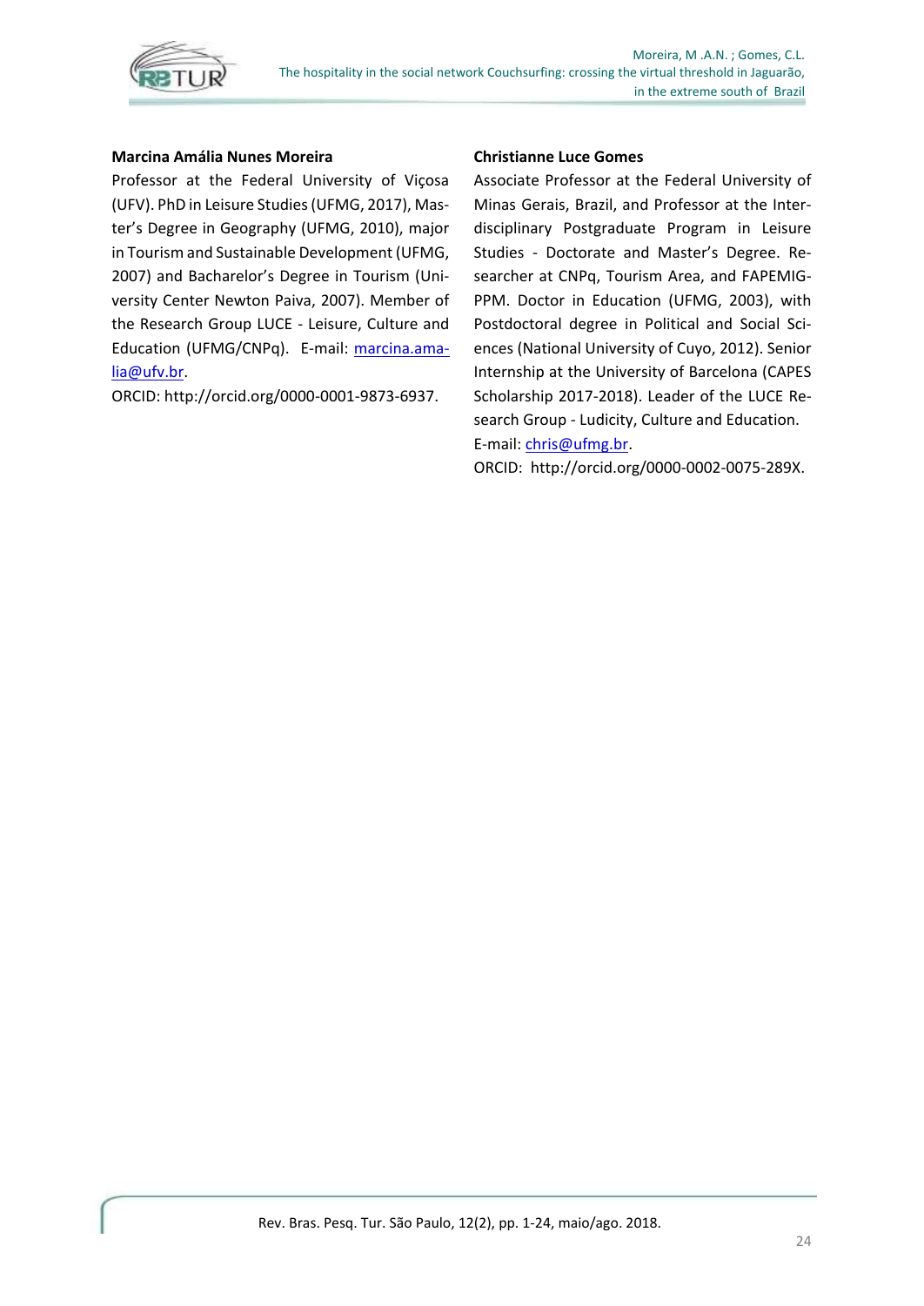**Marcina Amália Nunes Moreira**

Professor at the Federal University of Viçosa (UFV). PhD in Leisure Studies (UFMG, 2017), Master's Degree in Geography (UFMG, 2010), major in Tourism and Sustainable Development (UFMG, 2007) and Bacharelor's Degree in Tourism (University Center Newton Paiva, 2007). Member of the Research Group LUCE - Leisure, Culture and Education (UFMG/CNPq). E-mail: marcina.amalia@ufv.br.

ORCID: http://orcid.org/0000-0001-9873-6937.

**Christianne Luce Gomes**

Associate Professor at the Federal University of Minas Gerais, Brazil, and Professor at the Interdisciplinary Postgraduate Program in Leisure Studies - Doctorate and Master's Degree. Researcher at CNPq, Tourism Area, and FAPEMIG-PPM. Doctor in Education (UFMG, 2003), with Postdoctoral degree in Political and Social Sciences (National University of Cuyo, 2012). Senior Internship at the University of Barcelona (CAPES Scholarship 2017-2018). Leader of the LUCE Research Group - Ludicity, Culture and Education. E-mail: chris@ufmg.br.

ORCID: http://orcid.org/0000-0002-0075-289X.